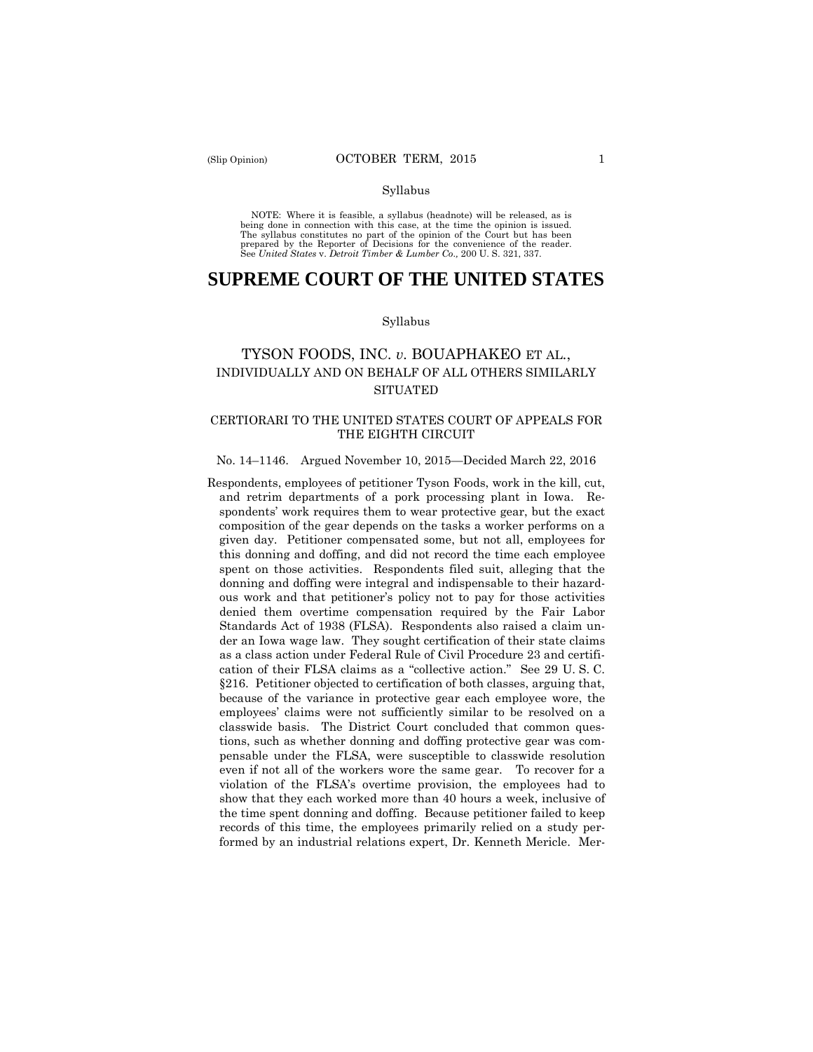Syllabus

NOTE: Where it is feasible, a syllabus (headnote) will be released, as is being done in connection with this case, at the time the opinion is issued. The syllabus constitutes no part of the opinion of the Court but has been prepared by the Reporter of Decisions for the convenience of the reader. See *United States* v. *Detroit Timber & Lumber Co.,* 200 U. S. 321, 337.

# SUPREME COURT OF THE UNITED STATES

Syllabus

## TYSON FOODS, INC. *v.* BOUAPHAKEO ET AL., INDIVIDUALLY AND ON BEHALF OF ALL OTHERS SIMILARLY SITUATED

### CERTIORARI TO THE UNITED STATES COURT OF APPEALS FOR THE EIGHTH CIRCUIT

No. 14–1146. Argued November 10, 2015—Decided March 22, 2016

Respondents, employees of petitioner Tyson Foods, work in the kill, cut, and retrim departments of a pork processing plant in Iowa. Respondents' work requires them to wear protective gear, but the exact composition of the gear depends on the tasks a worker performs on a given day. Petitioner compensated some, but not all, employees for this donning and doffing, and did not record the time each employee spent on those activities. Respondents filed suit, alleging that the donning and doffing were integral and indispensable to their hazardous work and that petitioner's policy not to pay for those activities denied them overtime compensation required by the Fair Labor Standards Act of 1938 (FLSA). Respondents also raised a claim under an Iowa wage law. They sought certification of their state claims as a class action under Federal Rule of Civil Procedure 23 and certification of their FLSA claims as a "collective action." See 29 U. S. C. §216. Petitioner objected to certification of both classes, arguing that, because of the variance in protective gear each employee wore, the employees' claims were not sufficiently similar to be resolved on a classwide basis. The District Court concluded that common questions, such as whether donning and doffing protective gear was compensable under the FLSA, were susceptible to classwide resolution even if not all of the workers wore the same gear. To recover for a violation of the FLSA's overtime provision, the employees had to show that they each worked more than 40 hours a week, inclusive of the time spent donning and doffing. Because petitioner failed to keep records of this time, the employees primarily relied on a study performed by an industrial relations expert, Dr. Kenneth Mericle. Mer-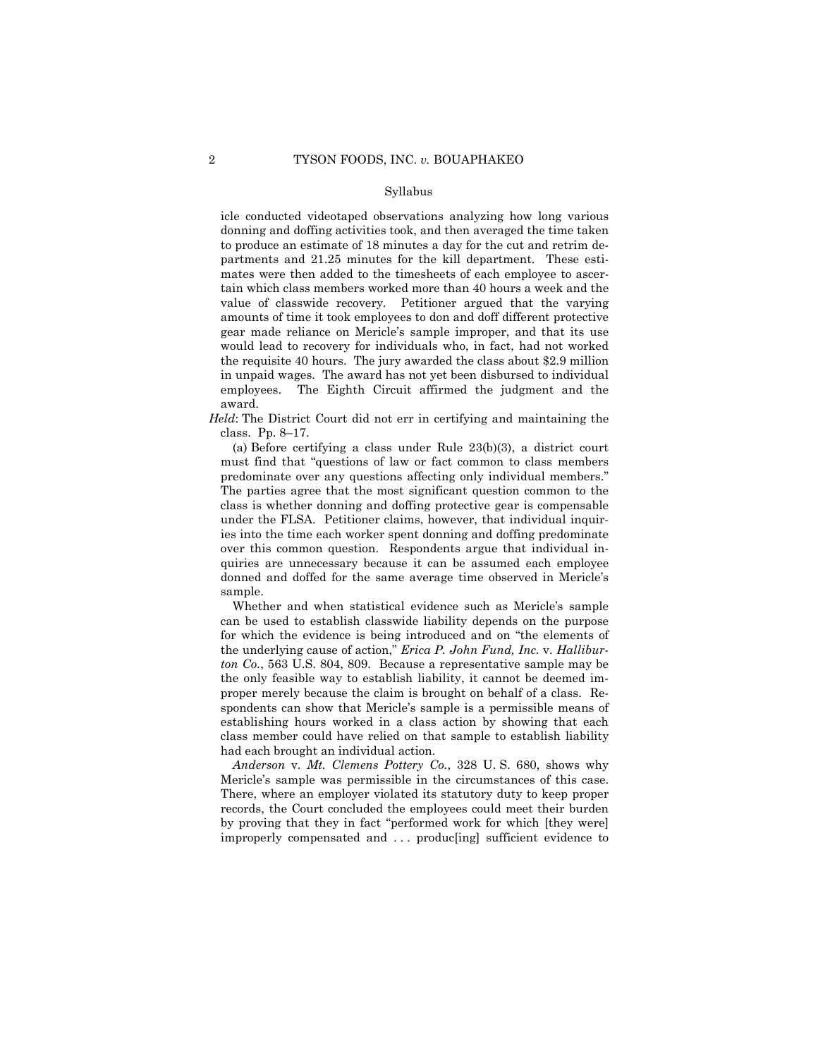icle conducted videotaped observations analyzing how long various donning and doffing activities took, and then averaged the time taken to produce an estimate of 18 minutes a day for the cut and retrim departments and 21.25 minutes for the kill department. These estimates were then added to the timesheets of each employee to ascertain which class members worked more than 40 hours a week and the value of classwide recovery. Petitioner argued that the varying amounts of time it took employees to don and doff different protective gear made reliance on Mericle's sample improper, and that its use would lead to recovery for individuals who, in fact, had not worked the requisite 40 hours. The jury awarded the class about $2.9 million in unpaid wages. The award has not yet been disbursed to individual employees. The Eighth Circuit affirmed the judgment and the award.

*Held*: The District Court did not err in certifying and maintaining the class. Pp. 8–17.

(a) Before certifying a class under Rule 23(b)(3), a district court must find that "questions of law or fact common to class members predominate over any questions affecting only individual members." The parties agree that the most significant question common to the class is whether donning and doffing protective gear is compensable under the FLSA. Petitioner claims, however, that individual inquiries into the time each worker spent donning and doffing predominate over this common question. Respondents argue that individual inquiries are unnecessary because it can be assumed each employee donned and doffed for the same average time observed in Mericle's sample.

Whether and when statistical evidence such as Mericle's sample can be used to establish classwide liability depends on the purpose for which the evidence is being introduced and on "the elements of the underlying cause of action," *Erica P. John Fund, Inc.* v. *Halliburton Co.*, 563 U.S. 804, 809. Because a representative sample may be the only feasible way to establish liability, it cannot be deemed improper merely because the claim is brought on behalf of a class. Respondents can show that Mericle's sample is a permissible means of establishing hours worked in a class action by showing that each class member could have relied on that sample to establish liability had each brought an individual action.

*Anderson* v. *Mt. Clemens Pottery Co.*, 328 U. S. 680, shows why Mericle's sample was permissible in the circumstances of this case. There, where an employer violated its statutory duty to keep proper records, the Court concluded the employees could meet their burden by proving that they in fact "performed work for which [they were] improperly compensated and . . . produc[ing] sufficient evidence to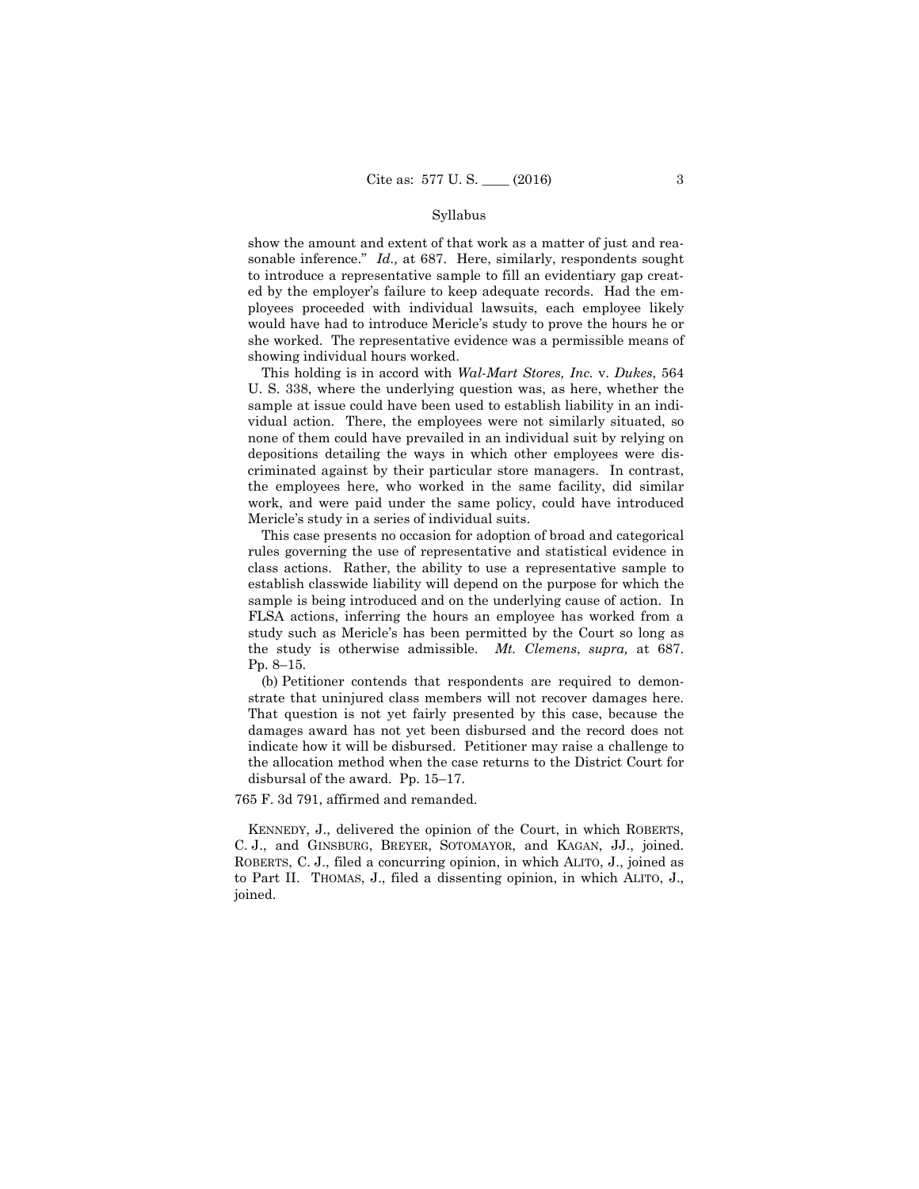Syllabus

show the amount and extent of that work as a matter of just and reasonable inference." *Id.,* at 687. Here, similarly, respondents sought to introduce a representative sample to fill an evidentiary gap created by the employer's failure to keep adequate records. Had the employees proceeded with individual lawsuits, each employee likely would have had to introduce Mericle's study to prove the hours he or she worked. The representative evidence was a permissible means of showing individual hours worked.

This holding is in accord with *Wal-Mart Stores, Inc.* v. *Dukes*, 564 U. S. 338, where the underlying question was, as here, whether the sample at issue could have been used to establish liability in an individual action. There, the employees were not similarly situated, so none of them could have prevailed in an individual suit by relying on depositions detailing the ways in which other employees were discriminated against by their particular store managers. In contrast, the employees here, who worked in the same facility, did similar work, and were paid under the same policy, could have introduced Mericle's study in a series of individual suits.

This case presents no occasion for adoption of broad and categorical rules governing the use of representative and statistical evidence in class actions. Rather, the ability to use a representative sample to establish classwide liability will depend on the purpose for which the sample is being introduced and on the underlying cause of action. In FLSA actions, inferring the hours an employee has worked from a study such as Mericle's has been permitted by the Court so long as the study is otherwise admissible. *Mt. Clemens*, *supra,* at 687. Pp. 8–15.

(b) Petitioner contends that respondents are required to demonstrate that uninjured class members will not recover damages here. That question is not yet fairly presented by this case, because the damages award has not yet been disbursed and the record does not indicate how it will be disbursed. Petitioner may raise a challenge to the allocation method when the case returns to the District Court for disbursal of the award. Pp. 15–17.

765 F. 3d 791, affirmed and remanded.

KENNEDY, J., delivered the opinion of the Court, in which ROBERTS, C. J., and GINSBURG, BREYER, SOTOMAYOR, and KAGAN, JJ., joined. ROBERTS, C. J., filed a concurring opinion, in which ALITO, J., joined as to Part II. THOMAS, J., filed a dissenting opinion, in which ALITO, J., joined.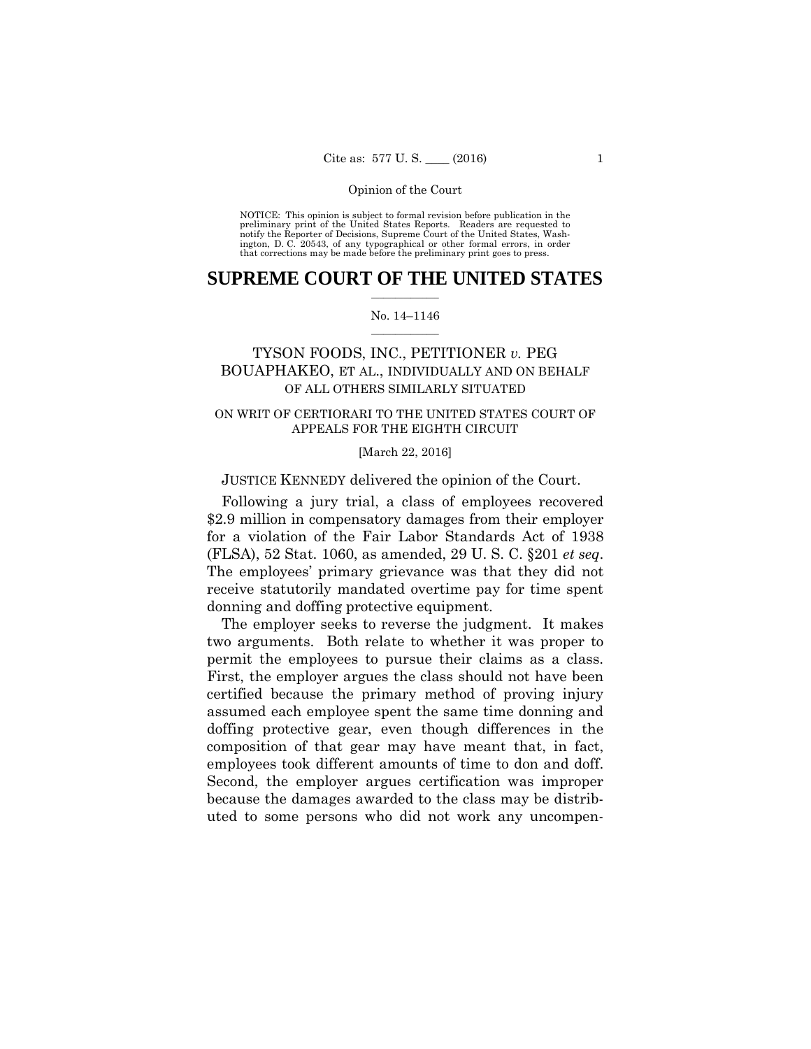Opinion of the Court

NOTICE: This opinion is subject to formal revision before publication in the preliminary print of the United States Reports. Readers are requested to notify the Reporter of Decisions, Supreme Court of the United States, Washington, D. C. 20543, of any typographical or other formal errors, in order that corrections may be made before the preliminary print goes to press.

# SUPREME COURT OF THE UNITED STATES

No. 14–1146

## TYSON FOODS, INC., PETITIONER *v.* PEG BOUAPHAKEO, ET AL., INDIVIDUALLY AND ON BEHALF OF ALL OTHERS SIMILARLY SITUATED

ON WRIT OF CERTIORARI TO THE UNITED STATES COURT OF APPEALS FOR THE EIGHTH CIRCUIT

[March 22, 2016]

JUSTICE KENNEDY delivered the opinion of the Court.

Following a jury trial, a class of employees recovered \$2.9 million in compensatory damages from their employer for a violation of the Fair Labor Standards Act of 1938 (FLSA), 52 Stat. 1060, as amended, 29 U. S. C. §201 *et seq*. The employees' primary grievance was that they did not receive statutorily mandated overtime pay for time spent donning and doffing protective equipment.

The employer seeks to reverse the judgment. It makes two arguments. Both relate to whether it was proper to permit the employees to pursue their claims as a class. First, the employer argues the class should not have been certified because the primary method of proving injury assumed each employee spent the same time donning and doffing protective gear, even though differences in the composition of that gear may have meant that, in fact, employees took different amounts of time to don and doff. Second, the employer argues certification was improper because the damages awarded to the class may be distributed to some persons who did not work any uncompen-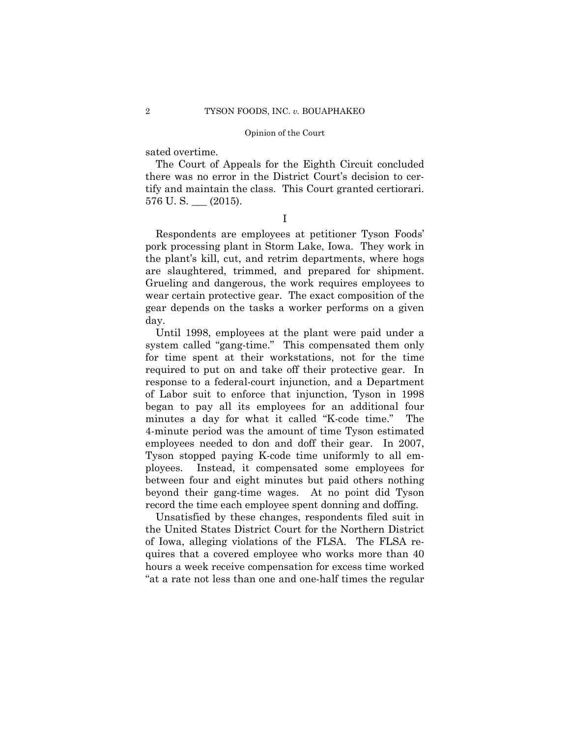sated overtime.

The Court of Appeals for the Eighth Circuit concluded there was no error in the District Court's decision to certify and maintain the class. This Court granted certiorari. 576 U. S. ___ (2015).

I

Respondents are employees at petitioner Tyson Foods' pork processing plant in Storm Lake, Iowa. They work in the plant's kill, cut, and retrim departments, where hogs are slaughtered, trimmed, and prepared for shipment. Grueling and dangerous, the work requires employees to wear certain protective gear. The exact composition of the gear depends on the tasks a worker performs on a given day.

Until 1998, employees at the plant were paid under a system called "gang-time." This compensated them only for time spent at their workstations, not for the time required to put on and take off their protective gear. In response to a federal-court injunction, and a Department of Labor suit to enforce that injunction, Tyson in 1998 began to pay all its employees for an additional four minutes a day for what it called "K-code time." The 4-minute period was the amount of time Tyson estimated employees needed to don and doff their gear. In 2007, Tyson stopped paying K-code time uniformly to all employees. Instead, it compensated some employees for between four and eight minutes but paid others nothing beyond their gang-time wages. At no point did Tyson record the time each employee spent donning and doffing.

Unsatisfied by these changes, respondents filed suit in the United States District Court for the Northern District of Iowa, alleging violations of the FLSA. The FLSA requires that a covered employee who works more than 40 hours a week receive compensation for excess time worked "at a rate not less than one and one-half times the regular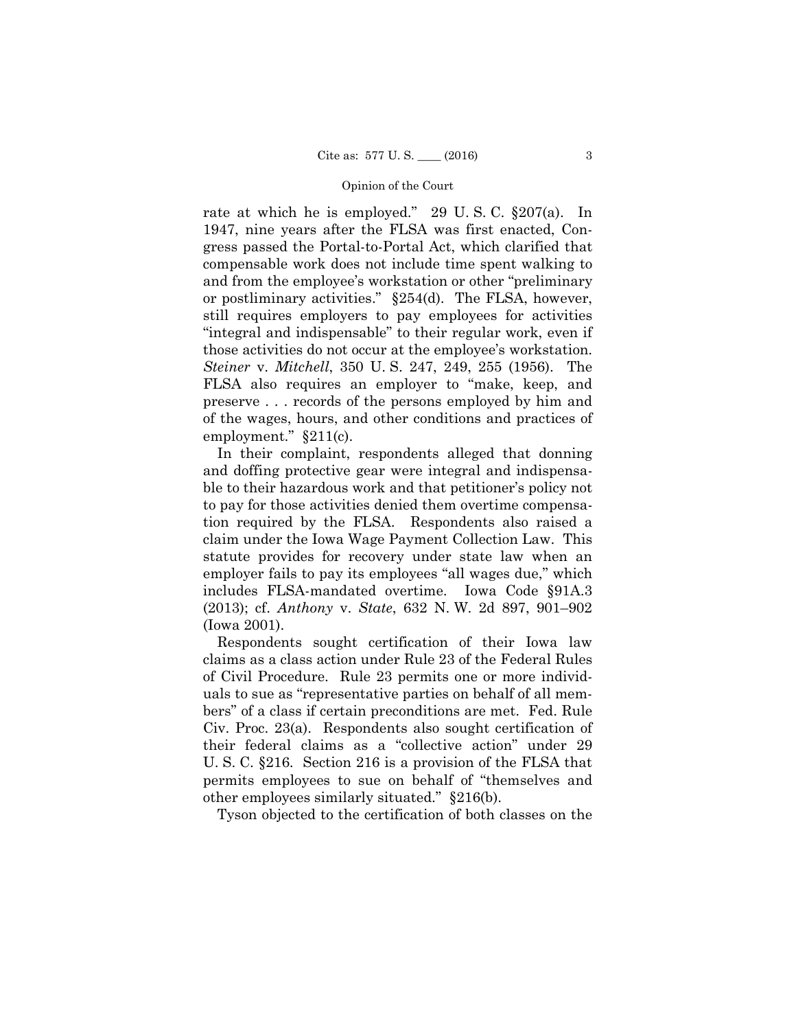rate at which he is employed." 29 U. S. C. §207(a). In 1947, nine years after the FLSA was first enacted, Congress passed the Portal-to-Portal Act, which clarified that compensable work does not include time spent walking to and from the employee's workstation or other "preliminary or postliminary activities." §254(d). The FLSA, however, still requires employers to pay employees for activities "integral and indispensable" to their regular work, even if those activities do not occur at the employee's workstation. *Steiner* v. *Mitchell*, 350 U. S. 247, 249, 255 (1956). The FLSA also requires an employer to "make, keep, and preserve . . . records of the persons employed by him and of the wages, hours, and other conditions and practices of employment." §211(c).

In their complaint, respondents alleged that donning and doffing protective gear were integral and indispensable to their hazardous work and that petitioner's policy not to pay for those activities denied them overtime compensation required by the FLSA. Respondents also raised a claim under the Iowa Wage Payment Collection Law. This statute provides for recovery under state law when an employer fails to pay its employees "all wages due," which includes FLSA-mandated overtime. Iowa Code §91A.3 (2013); cf. *Anthony* v. *State*, 632 N. W. 2d 897, 901–902 (Iowa 2001).

Respondents sought certification of their Iowa law claims as a class action under Rule 23 of the Federal Rules of Civil Procedure. Rule 23 permits one or more individuals to sue as "representative parties on behalf of all members" of a class if certain preconditions are met. Fed. Rule Civ. Proc. 23(a). Respondents also sought certification of their federal claims as a "collective action" under 29 U. S. C. §216. Section 216 is a provision of the FLSA that permits employees to sue on behalf of "themselves and other employees similarly situated." §216(b).

Tyson objected to the certification of both classes on the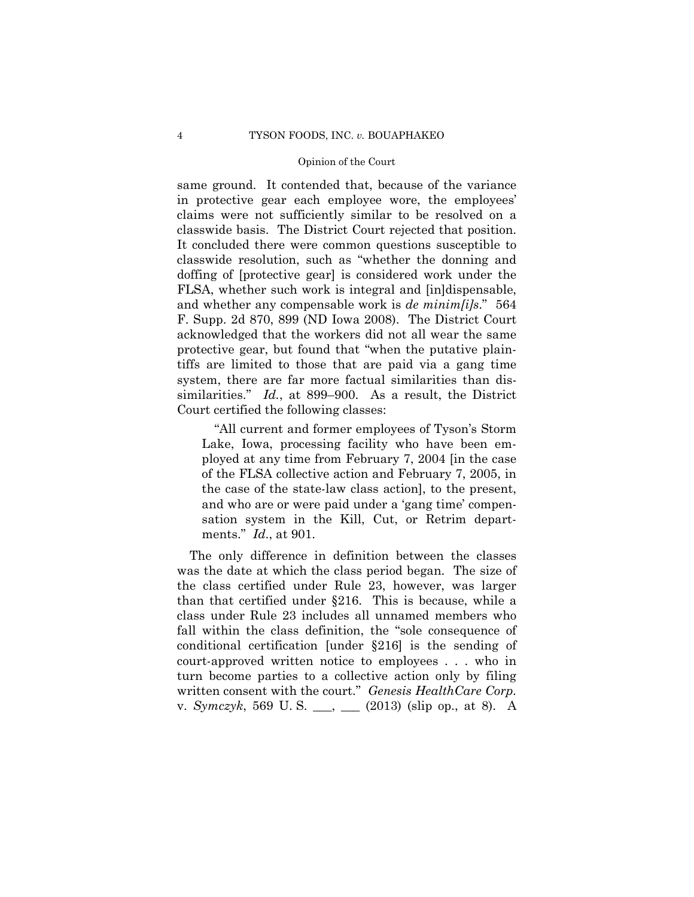same ground. It contended that, because of the variance in protective gear each employee wore, the employees' claims were not sufficiently similar to be resolved on a classwide basis. The District Court rejected that position. It concluded there were common questions susceptible to classwide resolution, such as "whether the donning and doffing of [protective gear] is considered work under the FLSA, whether such work is integral and [in]dispensable, and whether any compensable work is *de minim[i]s*." 564 F. Supp. 2d 870, 899 (ND Iowa 2008). The District Court acknowledged that the workers did not all wear the same protective gear, but found that "when the putative plaintiffs are limited to those that are paid via a gang time system, there are far more factual similarities than dissimilarities." *Id.*, at 899–900. As a result, the District Court certified the following classes:

> "All current and former employees of Tyson's Storm Lake, Iowa, processing facility who have been employed at any time from February 7, 2004 [in the case of the FLSA collective action and February 7, 2005, in the case of the state-law class action], to the present, and who are or were paid under a 'gang time' compensation system in the Kill, Cut, or Retrim departments." *Id.*, at 901.

The only difference in definition between the classes was the date at which the class period began. The size of the class certified under Rule 23, however, was larger than that certified under §216. This is because, while a class under Rule 23 includes all unnamed members who fall within the class definition, the "sole consequence of conditional certification [under §216] is the sending of court-approved written notice to employees . . . who in turn become parties to a collective action only by filing written consent with the court." *Genesis HealthCare Corp.* v. *Symczyk*, 569 U. S. \_\_\_, \_\_\_ (2013) (slip op., at 8). A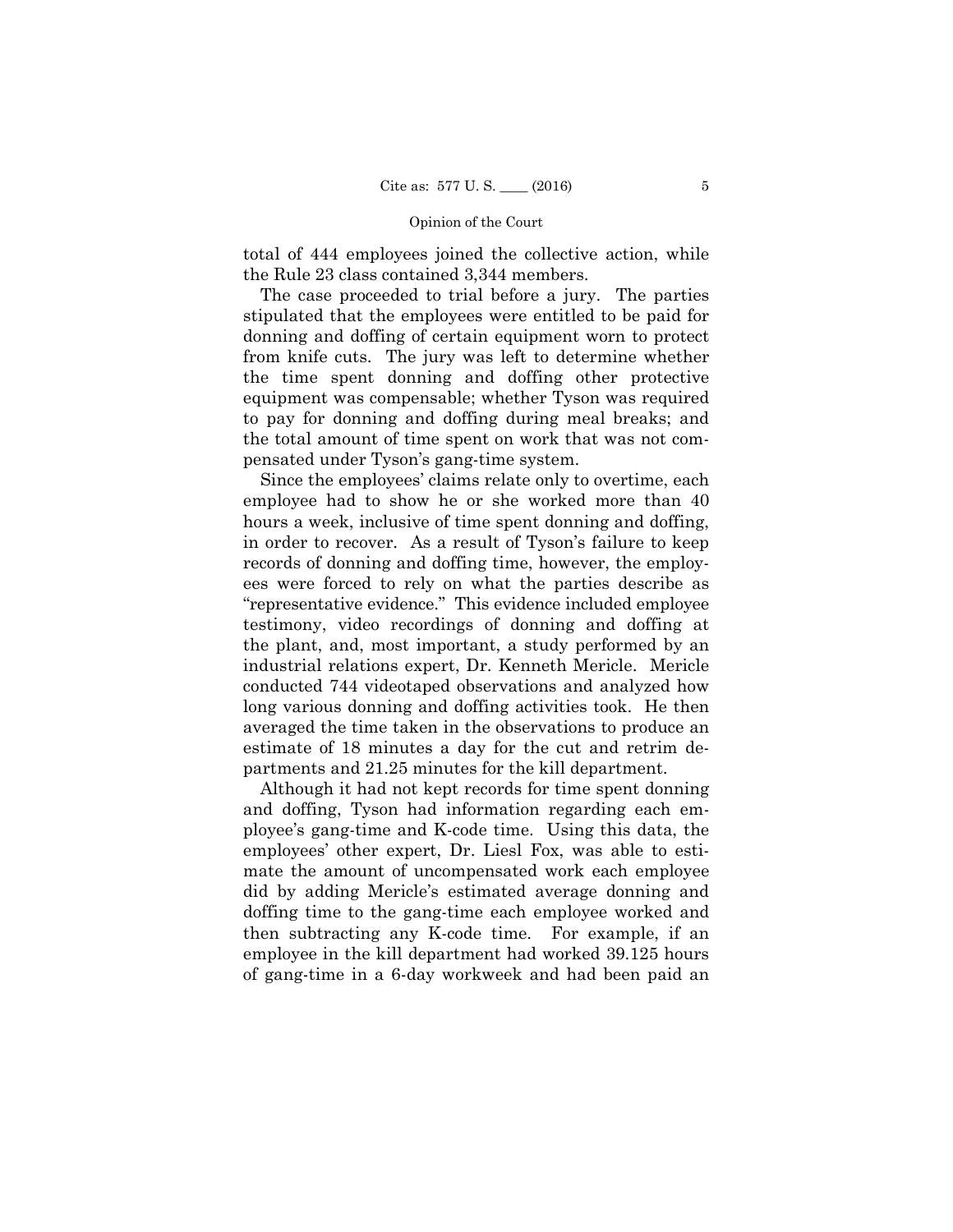total of 444 employees joined the collective action, while the Rule 23 class contained 3,344 members.

The case proceeded to trial before a jury. The parties stipulated that the employees were entitled to be paid for donning and doffing of certain equipment worn to protect from knife cuts. The jury was left to determine whether the time spent donning and doffing other protective equipment was compensable; whether Tyson was required to pay for donning and doffing during meal breaks; and the total amount of time spent on work that was not compensated under Tyson's gang-time system.

Since the employees' claims relate only to overtime, each employee had to show he or she worked more than 40 hours a week, inclusive of time spent donning and doffing, in order to recover. As a result of Tyson's failure to keep records of donning and doffing time, however, the employees were forced to rely on what the parties describe as "representative evidence." This evidence included employee testimony, video recordings of donning and doffing at the plant, and, most important, a study performed by an industrial relations expert, Dr. Kenneth Mericle. Mericle conducted 744 videotaped observations and analyzed how long various donning and doffing activities took. He then averaged the time taken in the observations to produce an estimate of 18 minutes a day for the cut and retrim departments and 21.25 minutes for the kill department.

Although it had not kept records for time spent donning and doffing, Tyson had information regarding each employee's gang-time and K-code time. Using this data, the employees' other expert, Dr. Liesl Fox, was able to estimate the amount of uncompensated work each employee did by adding Mericle's estimated average donning and doffing time to the gang-time each employee worked and then subtracting any K-code time. For example, if an employee in the kill department had worked 39.125 hours of gang-time in a 6-day workweek and had been paid an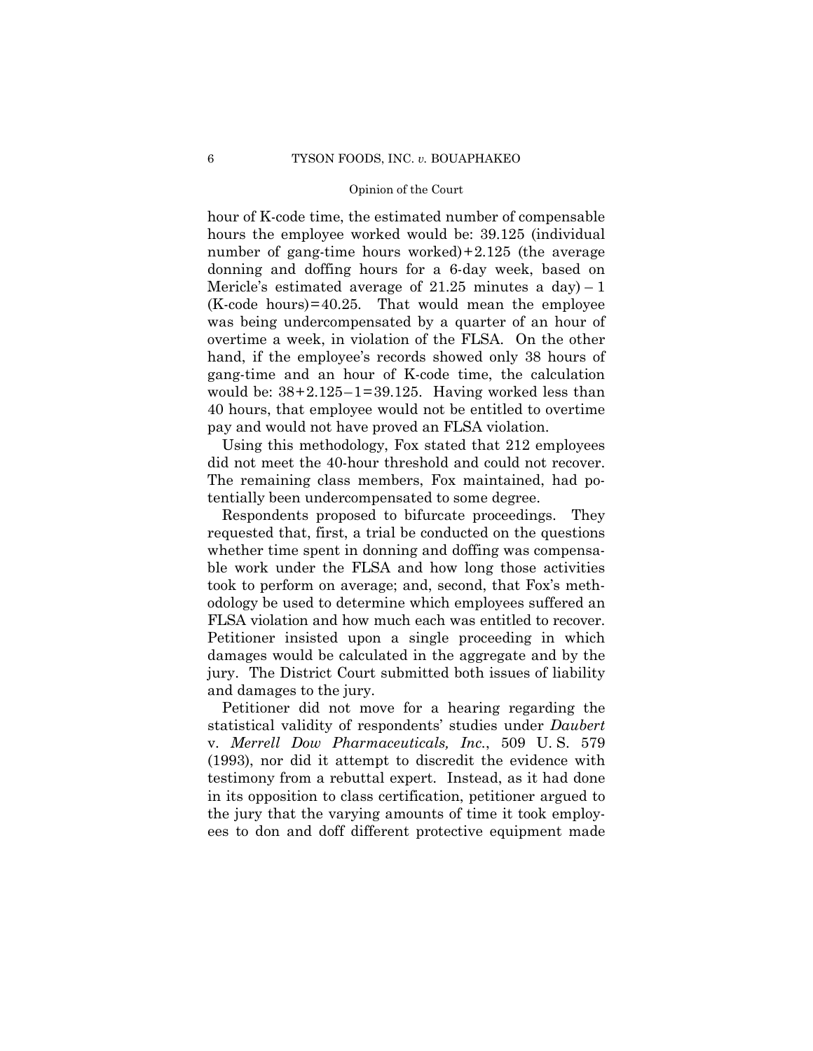hour of K-code time, the estimated number of compensable hours the employee worked would be: 39.125 (individual number of gang-time hours worked) + 2.125 (the average donning and doffing hours for a 6-day week, based on Mericle's estimated average of 21.25 minutes a day) – 1 (K-code hours) = 40.25. That would mean the employee was being undercompensated by a quarter of an hour of overtime a week, in violation of the FLSA. On the other hand, if the employee's records showed only 38 hours of gang-time and an hour of K-code time, the calculation would be: 38 + 2.125 – 1 = 39.125. Having worked less than 40 hours, that employee would not be entitled to overtime pay and would not have proved an FLSA violation.

Using this methodology, Fox stated that 212 employees did not meet the 40-hour threshold and could not recover. The remaining class members, Fox maintained, had potentially been undercompensated to some degree.

Respondents proposed to bifurcate proceedings. They requested that, first, a trial be conducted on the questions whether time spent in donning and doffing was compensable work under the FLSA and how long those activities took to perform on average; and, second, that Fox's methodology be used to determine which employees suffered an FLSA violation and how much each was entitled to recover. Petitioner insisted upon a single proceeding in which damages would be calculated in the aggregate and by the jury. The District Court submitted both issues of liability and damages to the jury.

Petitioner did not move for a hearing regarding the statistical validity of respondents' studies under *Daubert* v. *Merrell Dow Pharmaceuticals, Inc.*, 509 U. S. 579 (1993), nor did it attempt to discredit the evidence with testimony from a rebuttal expert. Instead, as it had done in its opposition to class certification, petitioner argued to the jury that the varying amounts of time it took employees to don and doff different protective equipment made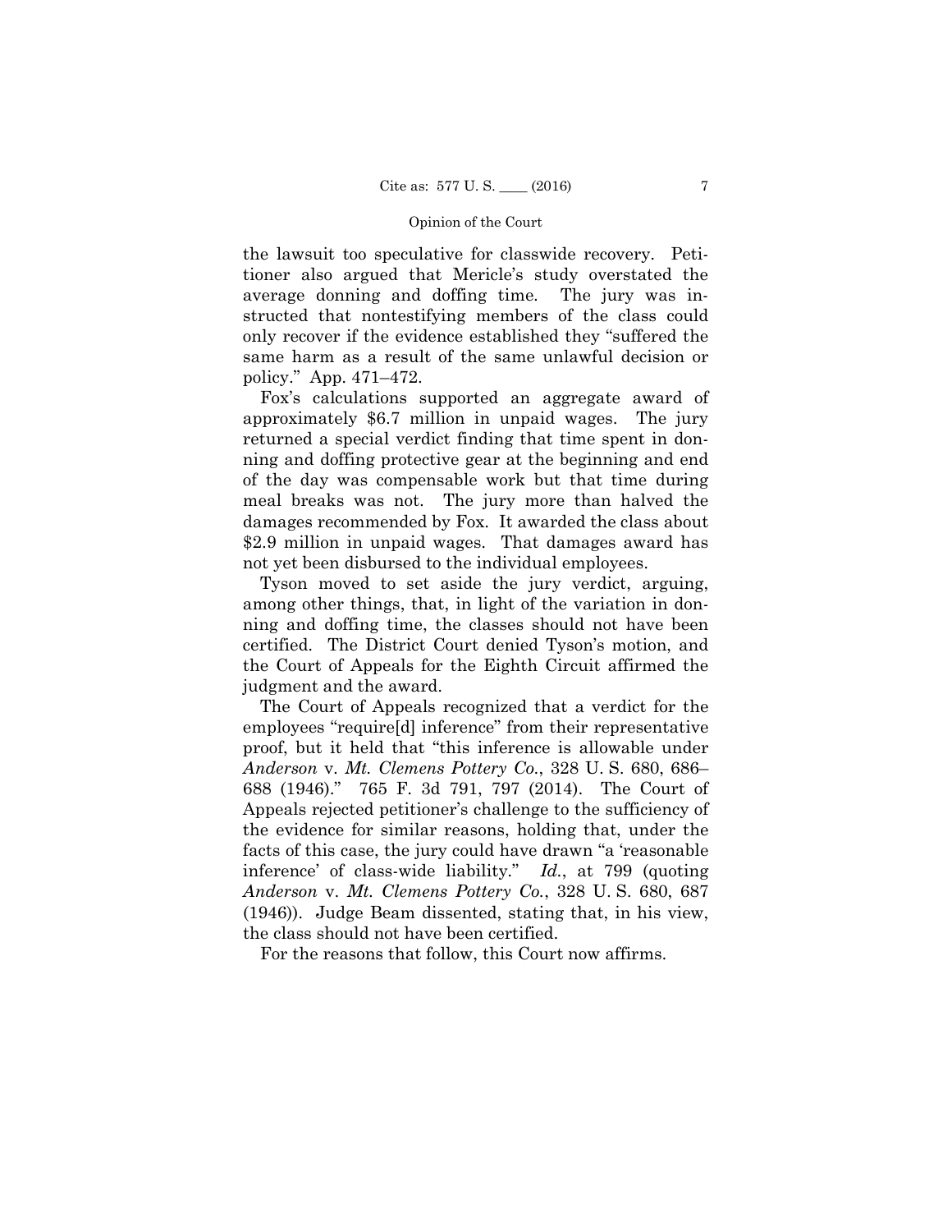the lawsuit too speculative for classwide recovery. Petitioner also argued that Mericle's study overstated the average donning and doffing time. The jury was instructed that nontestifying members of the class could only recover if the evidence established they "suffered the same harm as a result of the same unlawful decision or policy." App. 471–472.

Fox's calculations supported an aggregate award of approximately $6.7 million in unpaid wages. The jury returned a special verdict finding that time spent in donning and doffing protective gear at the beginning and end of the day was compensable work but that time during meal breaks was not. The jury more than halved the damages recommended by Fox. It awarded the class about $2.9 million in unpaid wages. That damages award has not yet been disbursed to the individual employees.

Tyson moved to set aside the jury verdict, arguing, among other things, that, in light of the variation in donning and doffing time, the classes should not have been certified. The District Court denied Tyson's motion, and the Court of Appeals for the Eighth Circuit affirmed the judgment and the award.

The Court of Appeals recognized that a verdict for the employees "require[d] inference" from their representative proof, but it held that "this inference is allowable under *Anderson* v. *Mt. Clemens Pottery Co.*, 328 U. S. 680, 686–688 (1946)." 765 F. 3d 791, 797 (2014). The Court of Appeals rejected petitioner's challenge to the sufficiency of the evidence for similar reasons, holding that, under the facts of this case, the jury could have drawn "a 'reasonable inference' of class-wide liability." *Id.*, at 799 (quoting *Anderson* v. *Mt. Clemens Pottery Co.*, 328 U. S. 680, 687 (1946)). Judge Beam dissented, stating that, in his view, the class should not have been certified.

For the reasons that follow, this Court now affirms.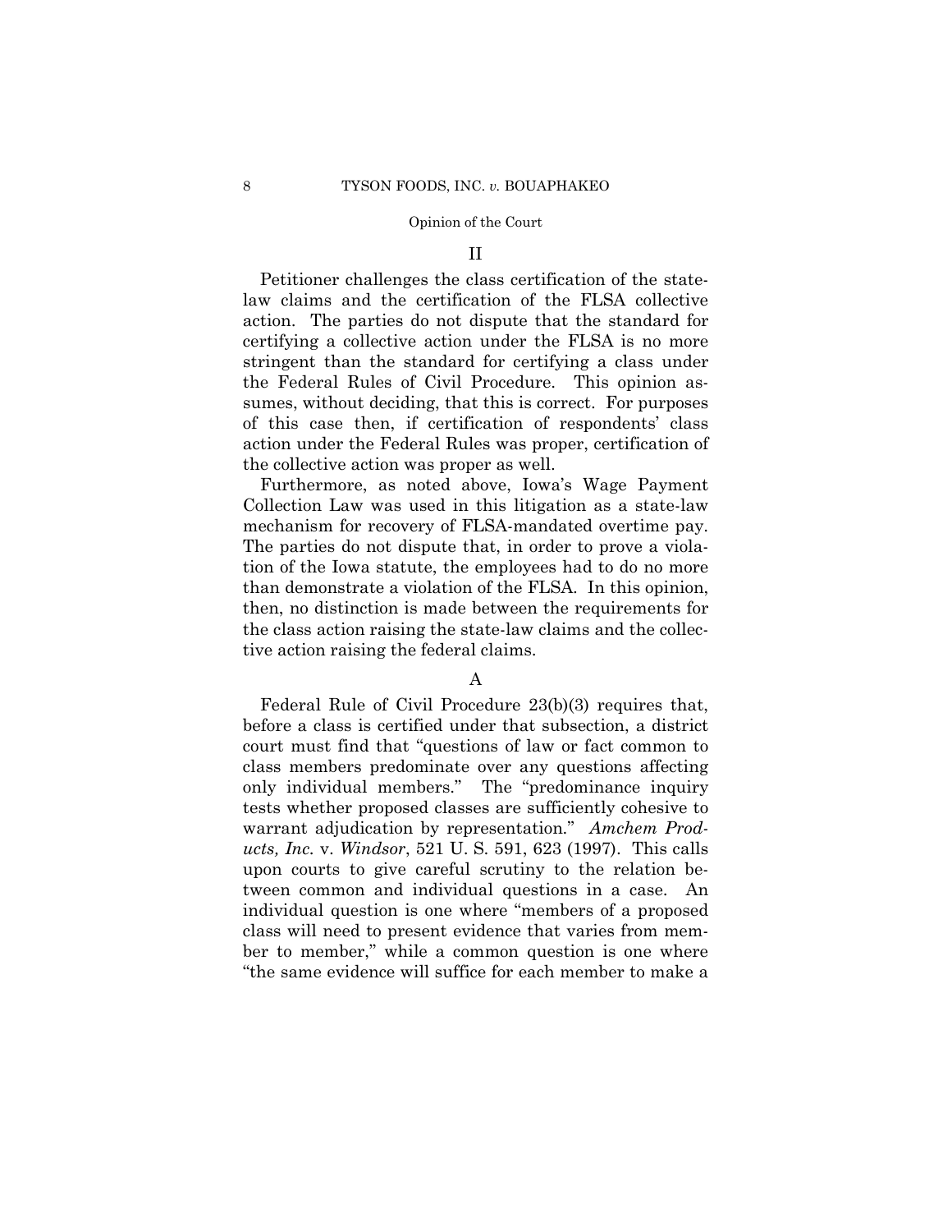## II

Petitioner challenges the class certification of the state-law claims and the certification of the FLSA collective action. The parties do not dispute that the standard for certifying a collective action under the FLSA is no more stringent than the standard for certifying a class under the Federal Rules of Civil Procedure. This opinion assumes, without deciding, that this is correct. For purposes of this case then, if certification of respondents' class action under the Federal Rules was proper, certification of the collective action was proper as well.

Furthermore, as noted above, Iowa's Wage Payment Collection Law was used in this litigation as a state-law mechanism for recovery of FLSA-mandated overtime pay. The parties do not dispute that, in order to prove a violation of the Iowa statute, the employees had to do no more than demonstrate a violation of the FLSA. In this opinion, then, no distinction is made between the requirements for the class action raising the state-law claims and the collective action raising the federal claims.

### A

Federal Rule of Civil Procedure 23(b)(3) requires that, before a class is certified under that subsection, a district court must find that "questions of law or fact common to class members predominate over any questions affecting only individual members." The "predominance inquiry tests whether proposed classes are sufficiently cohesive to warrant adjudication by representation." *Amchem Products, Inc.* v. *Windsor*, 521 U. S. 591, 623 (1997). This calls upon courts to give careful scrutiny to the relation between common and individual questions in a case. An individual question is one where "members of a proposed class will need to present evidence that varies from member to member," while a common question is one where "the same evidence will suffice for each member to make a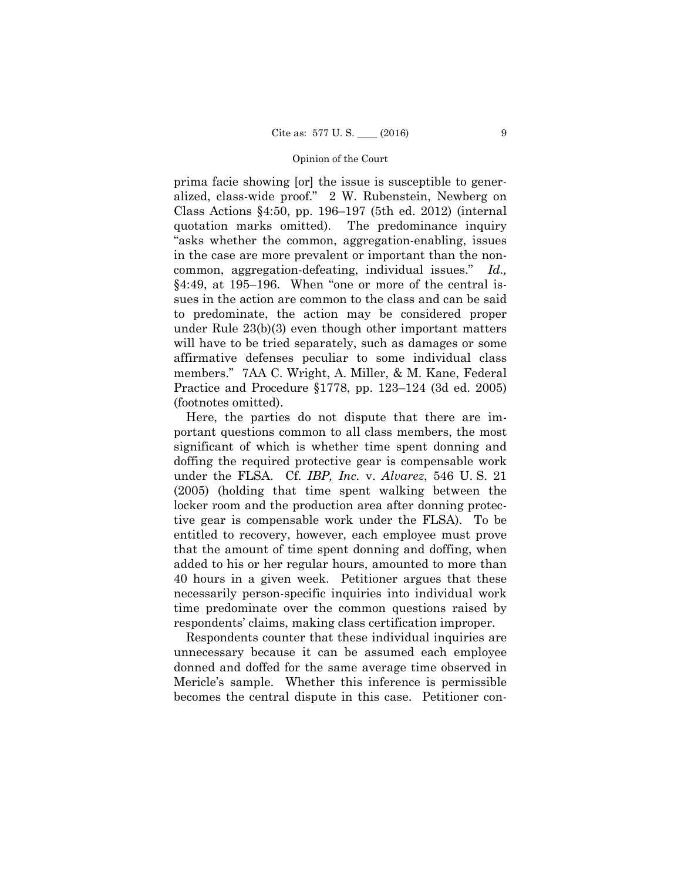prima facie showing [or] the issue is susceptible to generalized, class-wide proof." 2 W. Rubenstein, Newberg on Class Actions §4:50, pp. 196–197 (5th ed. 2012) (internal quotation marks omitted). The predominance inquiry "asks whether the common, aggregation-enabling, issues in the case are more prevalent or important than the non-common, aggregation-defeating, individual issues." *Id.,* §4:49, at 195–196. When "one or more of the central issues in the action are common to the class and can be said to predominate, the action may be considered proper under Rule 23(b)(3) even though other important matters will have to be tried separately, such as damages or some affirmative defenses peculiar to some individual class members." 7AA C. Wright, A. Miller, & M. Kane, Federal Practice and Procedure §1778, pp. 123–124 (3d ed. 2005) (footnotes omitted).

Here, the parties do not dispute that there are important questions common to all class members, the most significant of which is whether time spent donning and doffing the required protective gear is compensable work under the FLSA. Cf. *IBP, Inc.* v. *Alvarez*, 546 U. S. 21 (2005) (holding that time spent walking between the locker room and the production area after donning protective gear is compensable work under the FLSA). To be entitled to recovery, however, each employee must prove that the amount of time spent donning and doffing, when added to his or her regular hours, amounted to more than 40 hours in a given week. Petitioner argues that these necessarily person-specific inquiries into individual work time predominate over the common questions raised by respondents' claims, making class certification improper.

Respondents counter that these individual inquiries are unnecessary because it can be assumed each employee donned and doffed for the same average time observed in Mericle's sample. Whether this inference is permissible becomes the central dispute in this case. Petitioner con-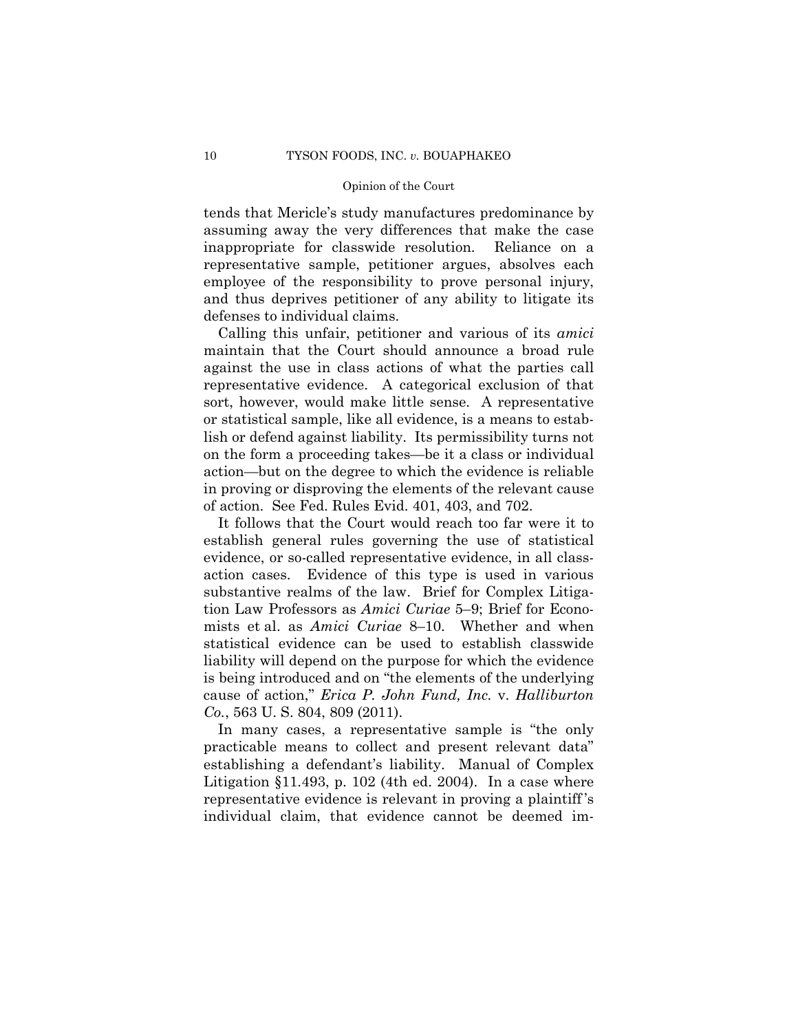tends that Mericle's study manufactures predominance by assuming away the very differences that make the case inappropriate for classwide resolution. Reliance on a representative sample, petitioner argues, absolves each employee of the responsibility to prove personal injury, and thus deprives petitioner of any ability to litigate its defenses to individual claims.

Calling this unfair, petitioner and various of its *amici* maintain that the Court should announce a broad rule against the use in class actions of what the parties call representative evidence. A categorical exclusion of that sort, however, would make little sense. A representative or statistical sample, like all evidence, is a means to establish or defend against liability. Its permissibility turns not on the form a proceeding takes—be it a class or individual action—but on the degree to which the evidence is reliable in proving or disproving the elements of the relevant cause of action. See Fed. Rules Evid. 401, 403, and 702.

It follows that the Court would reach too far were it to establish general rules governing the use of statistical evidence, or so-called representative evidence, in all class-action cases. Evidence of this type is used in various substantive realms of the law. Brief for Complex Litigation Law Professors as *Amici Curiae* 5–9; Brief for Economists et al. as *Amici Curiae* 8–10. Whether and when statistical evidence can be used to establish classwide liability will depend on the purpose for which the evidence is being introduced and on "the elements of the underlying cause of action," *Erica P. John Fund, Inc.* v. *Halliburton Co.*, 563 U. S. 804, 809 (2011).

In many cases, a representative sample is "the only practicable means to collect and present relevant data" establishing a defendant's liability. Manual of Complex Litigation §11.493, p. 102 (4th ed. 2004). In a case where representative evidence is relevant in proving a plaintiff's individual claim, that evidence cannot be deemed im-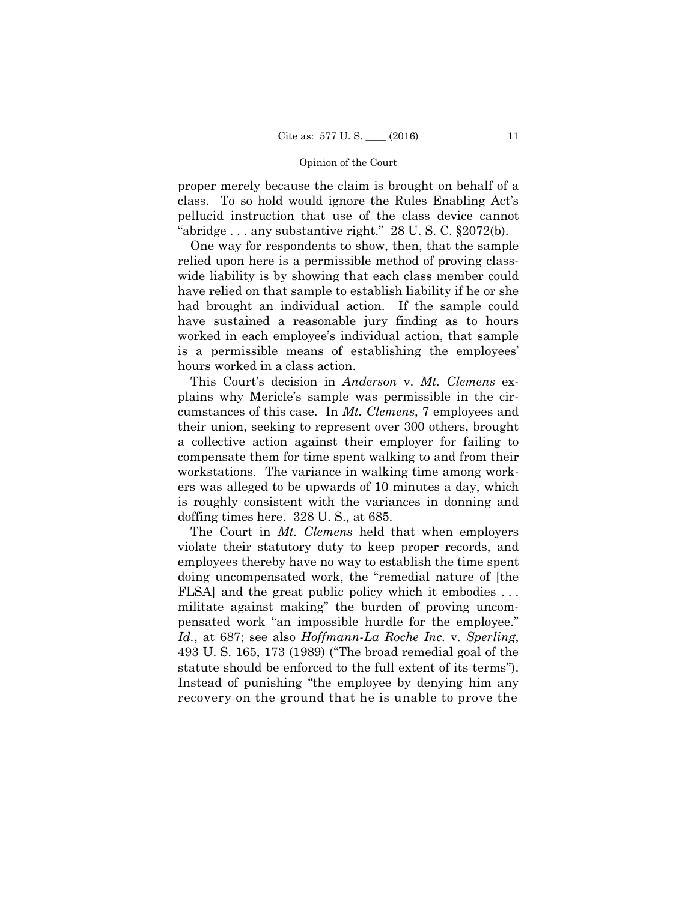proper merely because the claim is brought on behalf of a class. To so hold would ignore the Rules Enabling Act's pellucid instruction that use of the class device cannot "abridge . . . any substantive right." 28 U. S. C. §2072(b).

One way for respondents to show, then, that the sample relied upon here is a permissible method of proving classwide liability is by showing that each class member could have relied on that sample to establish liability if he or she had brought an individual action. If the sample could have sustained a reasonable jury finding as to hours worked in each employee's individual action, that sample is a permissible means of establishing the employees' hours worked in a class action.

This Court's decision in *Anderson* v. *Mt. Clemens* explains why Mericle's sample was permissible in the circumstances of this case. In *Mt. Clemens*, 7 employees and their union, seeking to represent over 300 others, brought a collective action against their employer for failing to compensate them for time spent walking to and from their workstations. The variance in walking time among workers was alleged to be upwards of 10 minutes a day, which is roughly consistent with the variances in donning and doffing times here. 328 U. S., at 685.

The Court in *Mt. Clemens* held that when employers violate their statutory duty to keep proper records, and employees thereby have no way to establish the time spent doing uncompensated work, the "remedial nature of [the FLSA] and the great public policy which it embodies . . . militate against making" the burden of proving uncompensated work "an impossible hurdle for the employee." *Id.*, at 687; see also *Hoffmann-La Roche Inc.* v. *Sperling*, 493 U. S. 165, 173 (1989) ("The broad remedial goal of the statute should be enforced to the full extent of its terms"). Instead of punishing "the employee by denying him any recovery on the ground that he is unable to prove the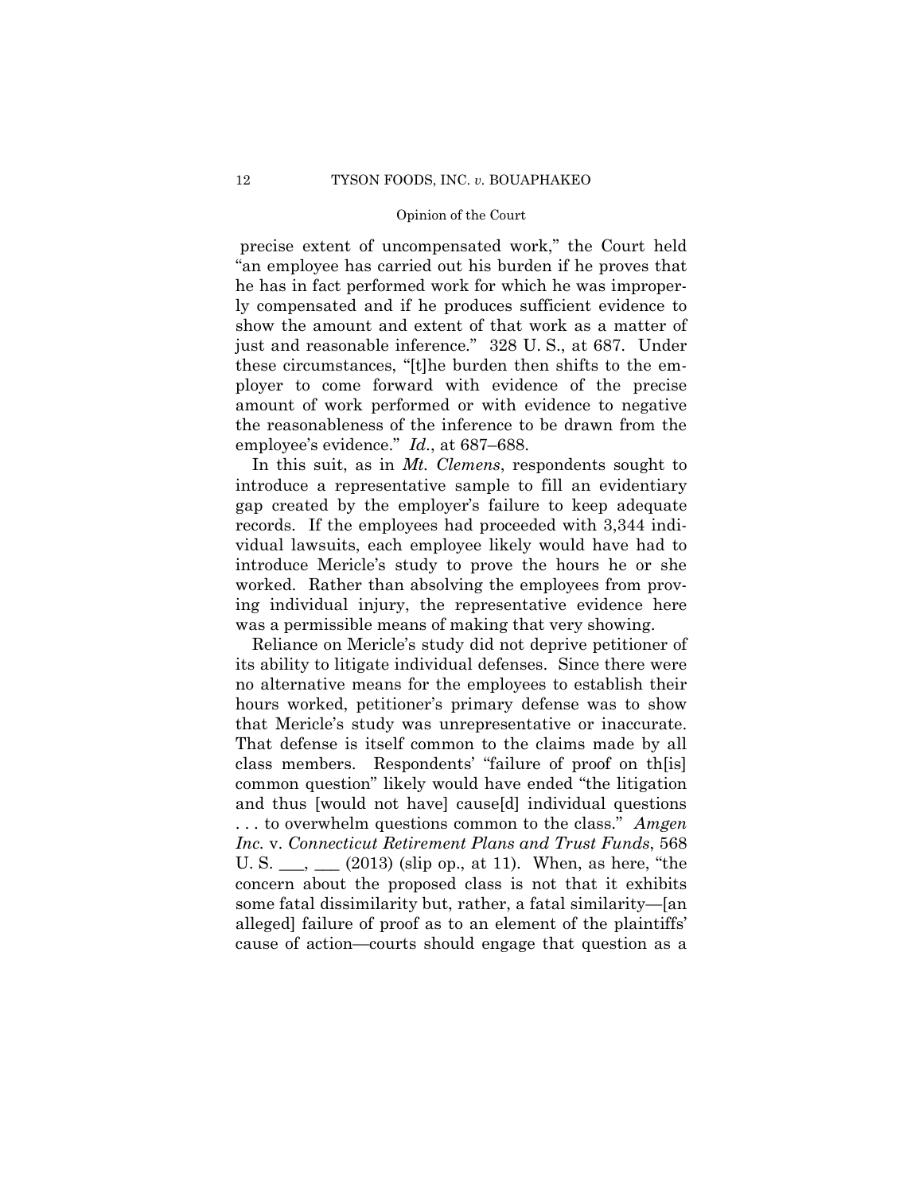precise extent of uncompensated work," the Court held "an employee has carried out his burden if he proves that he has in fact performed work for which he was improperly compensated and if he produces sufficient evidence to show the amount and extent of that work as a matter of just and reasonable inference." 328 U. S., at 687. Under these circumstances, "[t]he burden then shifts to the employer to come forward with evidence of the precise amount of work performed or with evidence to negative the reasonableness of the inference to be drawn from the employee's evidence." *Id.*, at 687–688.

In this suit, as in *Mt. Clemens*, respondents sought to introduce a representative sample to fill an evidentiary gap created by the employer's failure to keep adequate records. If the employees had proceeded with 3,344 individual lawsuits, each employee likely would have had to introduce Mericle's study to prove the hours he or she worked. Rather than absolving the employees from proving individual injury, the representative evidence here was a permissible means of making that very showing.

Reliance on Mericle's study did not deprive petitioner of its ability to litigate individual defenses. Since there were no alternative means for the employees to establish their hours worked, petitioner's primary defense was to show that Mericle's study was unrepresentative or inaccurate. That defense is itself common to the claims made by all class members. Respondents' "failure of proof on th[is] common question" likely would have ended "the litigation and thus [would not have] cause[d] individual questions . . . to overwhelm questions common to the class." *Amgen Inc.* v. *Connecticut Retirement Plans and Trust Funds*, 568 U. S. \_\_\_, \_\_\_ (2013) (slip op., at 11). When, as here, "the concern about the proposed class is not that it exhibits some fatal dissimilarity but, rather, a fatal similarity—[an alleged] failure of proof as to an element of the plaintiffs' cause of action—courts should engage that question as a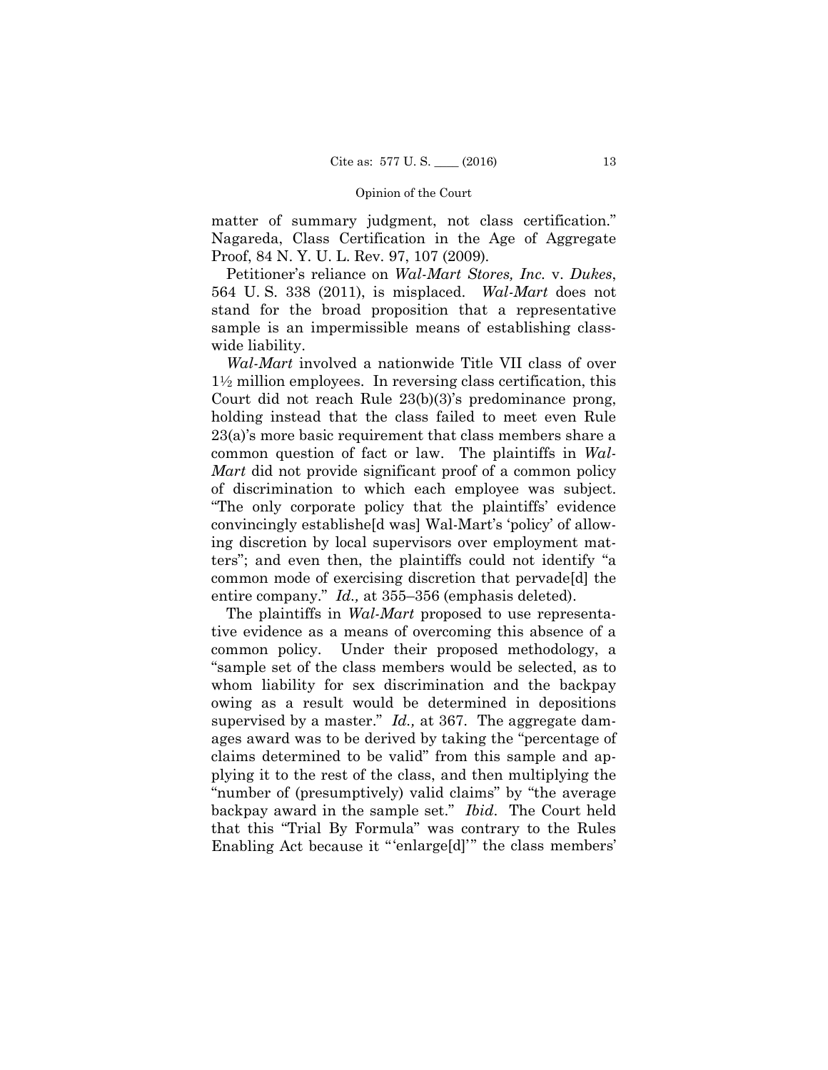matter of summary judgment, not class certification." Nagareda, Class Certification in the Age of Aggregate Proof, 84 N. Y. U. L. Rev. 97, 107 (2009).

Petitioner's reliance on *Wal-Mart Stores, Inc.* v. *Dukes*, 564 U. S. 338 (2011), is misplaced. *Wal-Mart* does not stand for the broad proposition that a representative sample is an impermissible means of establishing classwide liability.

*Wal-Mart* involved a nationwide Title VII class of over 1½ million employees. In reversing class certification, this Court did not reach Rule 23(b)(3)'s predominance prong, holding instead that the class failed to meet even Rule 23(a)'s more basic requirement that class members share a common question of fact or law. The plaintiffs in *Wal-Mart* did not provide significant proof of a common policy of discrimination to which each employee was subject. "The only corporate policy that the plaintiffs' evidence convincingly establishe[d was] Wal-Mart's 'policy' of allowing discretion by local supervisors over employment matters"; and even then, the plaintiffs could not identify "a common mode of exercising discretion that pervade[d] the entire company." *Id.,* at 355–356 (emphasis deleted).

The plaintiffs in *Wal-Mart* proposed to use representative evidence as a means of overcoming this absence of a common policy. Under their proposed methodology, a "sample set of the class members would be selected, as to whom liability for sex discrimination and the backpay owing as a result would be determined in depositions supervised by a master." *Id.,* at 367. The aggregate damages award was to be derived by taking the "percentage of claims determined to be valid" from this sample and applying it to the rest of the class, and then multiplying the "number of (presumptively) valid claims" by "the average backpay award in the sample set." *Ibid*. The Court held that this "Trial By Formula" was contrary to the Rules Enabling Act because it "'enlarge[d]'" the class members'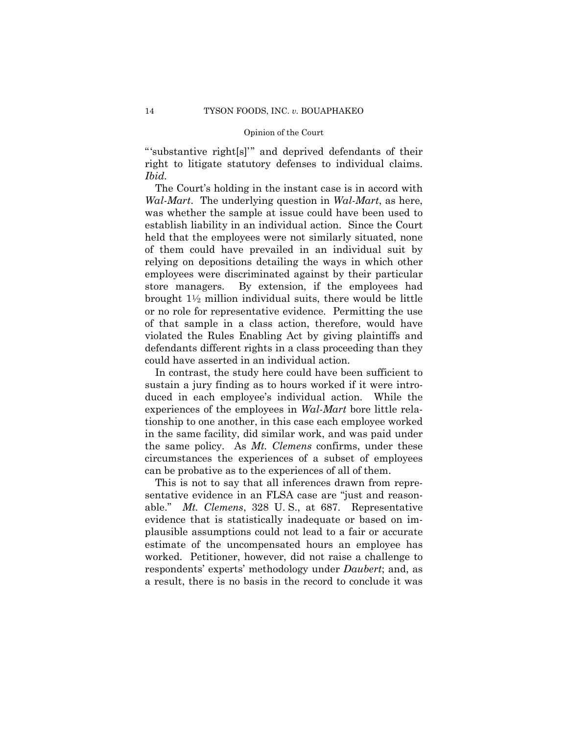"'substantive right[s]'" and deprived defendants of their right to litigate statutory defenses to individual claims. *Ibid.*

The Court's holding in the instant case is in accord with *Wal-Mart*. The underlying question in *Wal-Mart*, as here, was whether the sample at issue could have been used to establish liability in an individual action. Since the Court held that the employees were not similarly situated, none of them could have prevailed in an individual suit by relying on depositions detailing the ways in which other employees were discriminated against by their particular store managers. By extension, if the employees had brought 1½ million individual suits, there would be little or no role for representative evidence. Permitting the use of that sample in a class action, therefore, would have violated the Rules Enabling Act by giving plaintiffs and defendants different rights in a class proceeding than they could have asserted in an individual action.

In contrast, the study here could have been sufficient to sustain a jury finding as to hours worked if it were introduced in each employee's individual action. While the experiences of the employees in *Wal-Mart* bore little relationship to one another, in this case each employee worked in the same facility, did similar work, and was paid under the same policy. As *Mt. Clemens* confirms, under these circumstances the experiences of a subset of employees can be probative as to the experiences of all of them.

This is not to say that all inferences drawn from representative evidence in an FLSA case are "just and reasonable." *Mt. Clemens*, 328 U. S., at 687. Representative evidence that is statistically inadequate or based on implausible assumptions could not lead to a fair or accurate estimate of the uncompensated hours an employee has worked. Petitioner, however, did not raise a challenge to respondents' experts' methodology under *Daubert*; and, as a result, there is no basis in the record to conclude it was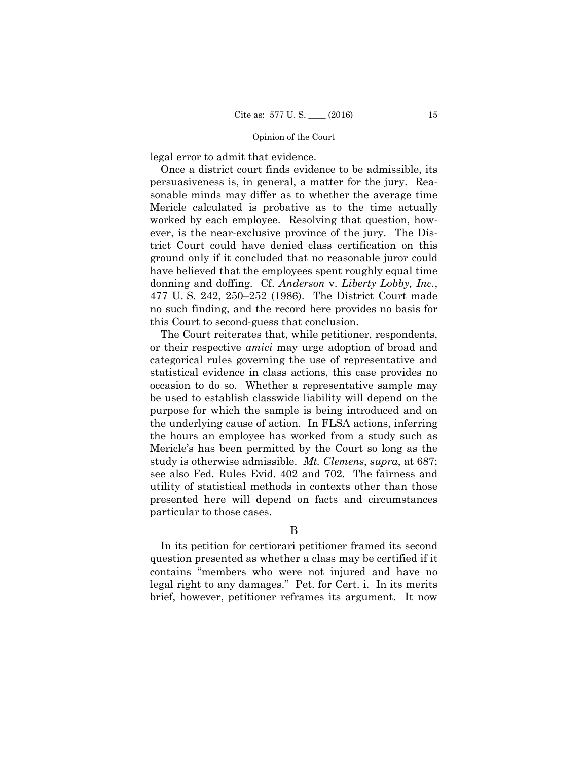legal error to admit that evidence.

Once a district court finds evidence to be admissible, its persuasiveness is, in general, a matter for the jury. Reasonable minds may differ as to whether the average time Mericle calculated is probative as to the time actually worked by each employee. Resolving that question, however, is the near-exclusive province of the jury. The District Court could have denied class certification on this ground only if it concluded that no reasonable juror could have believed that the employees spent roughly equal time donning and doffing. Cf. *Anderson* v. *Liberty Lobby, Inc.*, 477 U. S. 242, 250–252 (1986). The District Court made no such finding, and the record here provides no basis for this Court to second-guess that conclusion.

The Court reiterates that, while petitioner, respondents, or their respective *amici* may urge adoption of broad and categorical rules governing the use of representative and statistical evidence in class actions, this case provides no occasion to do so. Whether a representative sample may be used to establish classwide liability will depend on the purpose for which the sample is being introduced and on the underlying cause of action. In FLSA actions, inferring the hours an employee has worked from a study such as Mericle's has been permitted by the Court so long as the study is otherwise admissible. *Mt. Clemens*, *supra*, at 687; see also Fed. Rules Evid. 402 and 702. The fairness and utility of statistical methods in contexts other than those presented here will depend on facts and circumstances particular to those cases.

B

In its petition for certiorari petitioner framed its second question presented as whether a class may be certified if it contains "members who were not injured and have no legal right to any damages." Pet. for Cert. i. In its merits brief, however, petitioner reframes its argument. It now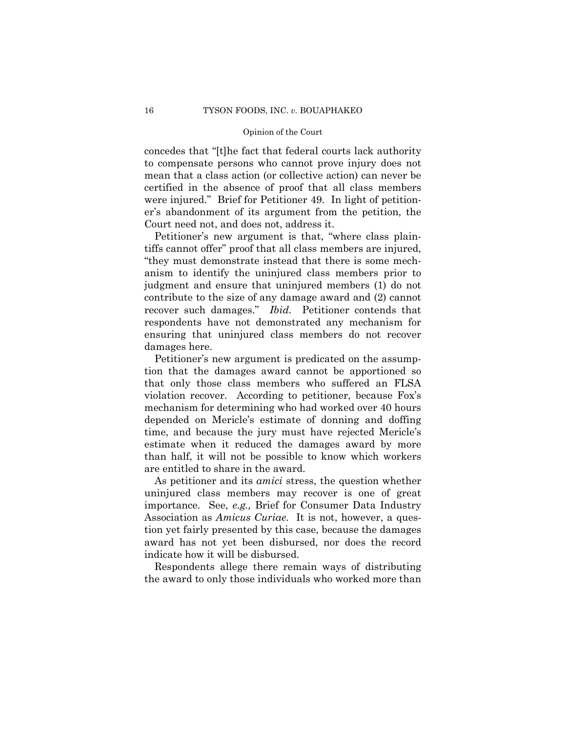concedes that "[t]he fact that federal courts lack authority to compensate persons who cannot prove injury does not mean that a class action (or collective action) can never be certified in the absence of proof that all class members were injured." Brief for Petitioner 49. In light of petitioner's abandonment of its argument from the petition, the Court need not, and does not, address it.

Petitioner's new argument is that, "where class plaintiffs cannot offer" proof that all class members are injured, "they must demonstrate instead that there is some mechanism to identify the uninjured class members prior to judgment and ensure that uninjured members (1) do not contribute to the size of any damage award and (2) cannot recover such damages." *Ibid.* Petitioner contends that respondents have not demonstrated any mechanism for ensuring that uninjured class members do not recover damages here.

Petitioner's new argument is predicated on the assumption that the damages award cannot be apportioned so that only those class members who suffered an FLSA violation recover. According to petitioner, because Fox's mechanism for determining who had worked over 40 hours depended on Mericle's estimate of donning and doffing time, and because the jury must have rejected Mericle's estimate when it reduced the damages award by more than half, it will not be possible to know which workers are entitled to share in the award.

As petitioner and its *amici* stress, the question whether uninjured class members may recover is one of great importance. See, *e.g.,* Brief for Consumer Data Industry Association as *Amicus Curiae*. It is not, however, a question yet fairly presented by this case, because the damages award has not yet been disbursed, nor does the record indicate how it will be disbursed.

Respondents allege there remain ways of distributing the award to only those individuals who worked more than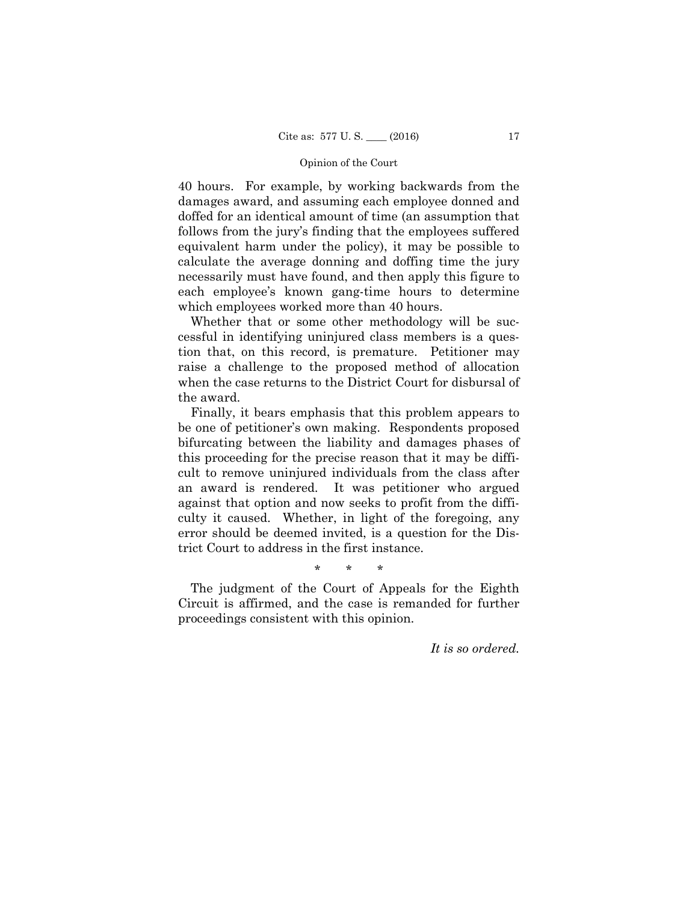40 hours. For example, by working backwards from the damages award, and assuming each employee donned and doffed for an identical amount of time (an assumption that follows from the jury's finding that the employees suffered equivalent harm under the policy), it may be possible to calculate the average donning and doffing time the jury necessarily must have found, and then apply this figure to each employee's known gang-time hours to determine which employees worked more than 40 hours.

Whether that or some other methodology will be successful in identifying uninjured class members is a question that, on this record, is premature. Petitioner may raise a challenge to the proposed method of allocation when the case returns to the District Court for disbursal of the award.

Finally, it bears emphasis that this problem appears to be one of petitioner's own making. Respondents proposed bifurcating between the liability and damages phases of this proceeding for the precise reason that it may be difficult to remove uninjured individuals from the class after an award is rendered. It was petitioner who argued against that option and now seeks to profit from the difficulty it caused. Whether, in light of the foregoing, any error should be deemed invited, is a question for the District Court to address in the first instance.

\* \* \*

The judgment of the Court of Appeals for the Eighth Circuit is affirmed, and the case is remanded for further proceedings consistent with this opinion.

*It is so ordered.*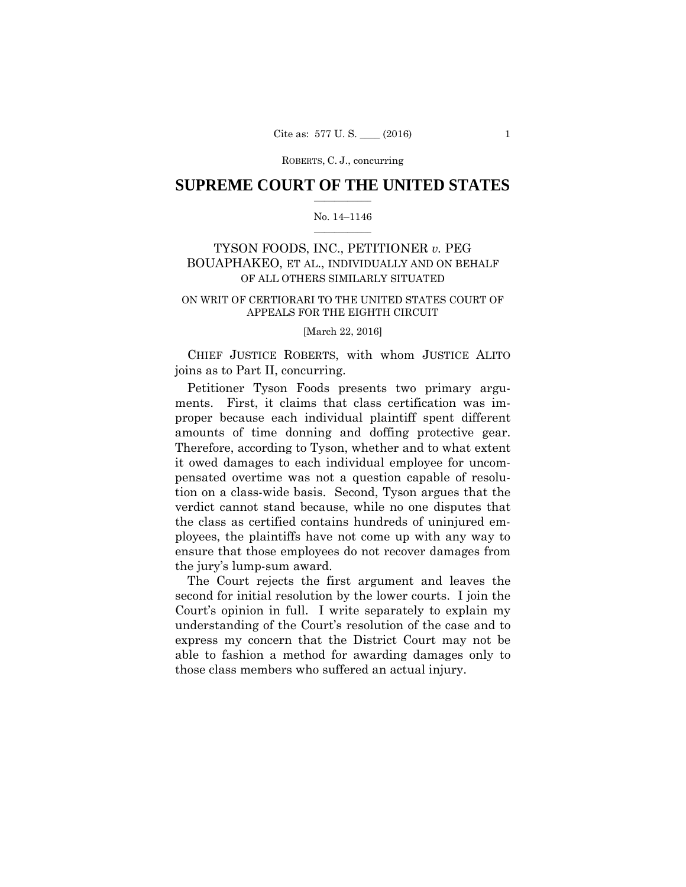# SUPREME COURT OF THE UNITED STATES

No. 14–1146

TYSON FOODS, INC., PETITIONER *v.* PEG BOUAPHAKEO, ET AL., INDIVIDUALLY AND ON BEHALF OF ALL OTHERS SIMILARLY SITUATED

ON WRIT OF CERTIORARI TO THE UNITED STATES COURT OF APPEALS FOR THE EIGHTH CIRCUIT

[March 22, 2016]

CHIEF JUSTICE ROBERTS, with whom JUSTICE ALITO joins as to Part II, concurring.

Petitioner Tyson Foods presents two primary arguments. First, it claims that class certification was improper because each individual plaintiff spent different amounts of time donning and doffing protective gear. Therefore, according to Tyson, whether and to what extent it owed damages to each individual employee for uncompensated overtime was not a question capable of resolution on a class-wide basis. Second, Tyson argues that the verdict cannot stand because, while no one disputes that the class as certified contains hundreds of uninjured employees, the plaintiffs have not come up with any way to ensure that those employees do not recover damages from the jury's lump-sum award.

The Court rejects the first argument and leaves the second for initial resolution by the lower courts. I join the Court's opinion in full. I write separately to explain my understanding of the Court's resolution of the case and to express my concern that the District Court may not be able to fashion a method for awarding damages only to those class members who suffered an actual injury.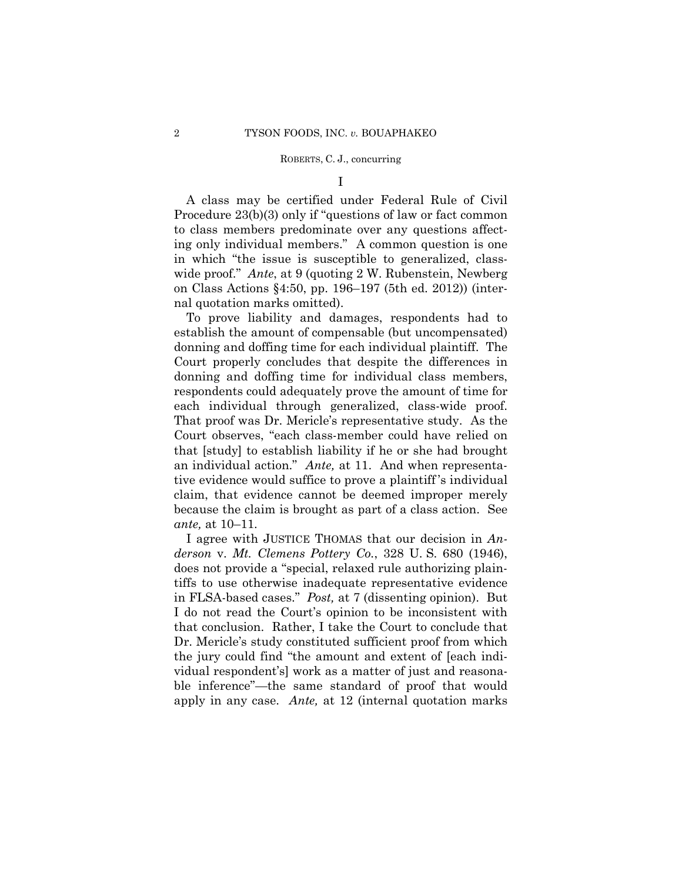I

A class may be certified under Federal Rule of Civil Procedure 23(b)(3) only if "questions of law or fact common to class members predominate over any questions affecting only individual members." A common question is one in which "the issue is susceptible to generalized, class-wide proof." *Ante*, at 9 (quoting 2 W. Rubenstein, Newberg on Class Actions §4:50, pp. 196–197 (5th ed. 2012)) (internal quotation marks omitted).

To prove liability and damages, respondents had to establish the amount of compensable (but uncompensated) donning and doffing time for each individual plaintiff. The Court properly concludes that despite the differences in donning and doffing time for individual class members, respondents could adequately prove the amount of time for each individual through generalized, class-wide proof. That proof was Dr. Mericle's representative study. As the Court observes, "each class-member could have relied on that [study] to establish liability if he or she had brought an individual action." *Ante,* at 11. And when representative evidence would suffice to prove a plaintiff's individual claim, that evidence cannot be deemed improper merely because the claim is brought as part of a class action. See *ante,* at 10–11.

I agree with JUSTICE THOMAS that our decision in *Anderson* v. *Mt. Clemens Pottery Co.*, 328 U. S. 680 (1946), does not provide a "special, relaxed rule authorizing plaintiffs to use otherwise inadequate representative evidence in FLSA-based cases." *Post,* at 7 (dissenting opinion). But I do not read the Court's opinion to be inconsistent with that conclusion. Rather, I take the Court to conclude that Dr. Mericle's study constituted sufficient proof from which the jury could find "the amount and extent of [each individual respondent's] work as a matter of just and reasonable inference"—the same standard of proof that would apply in any case. *Ante,* at 12 (internal quotation marks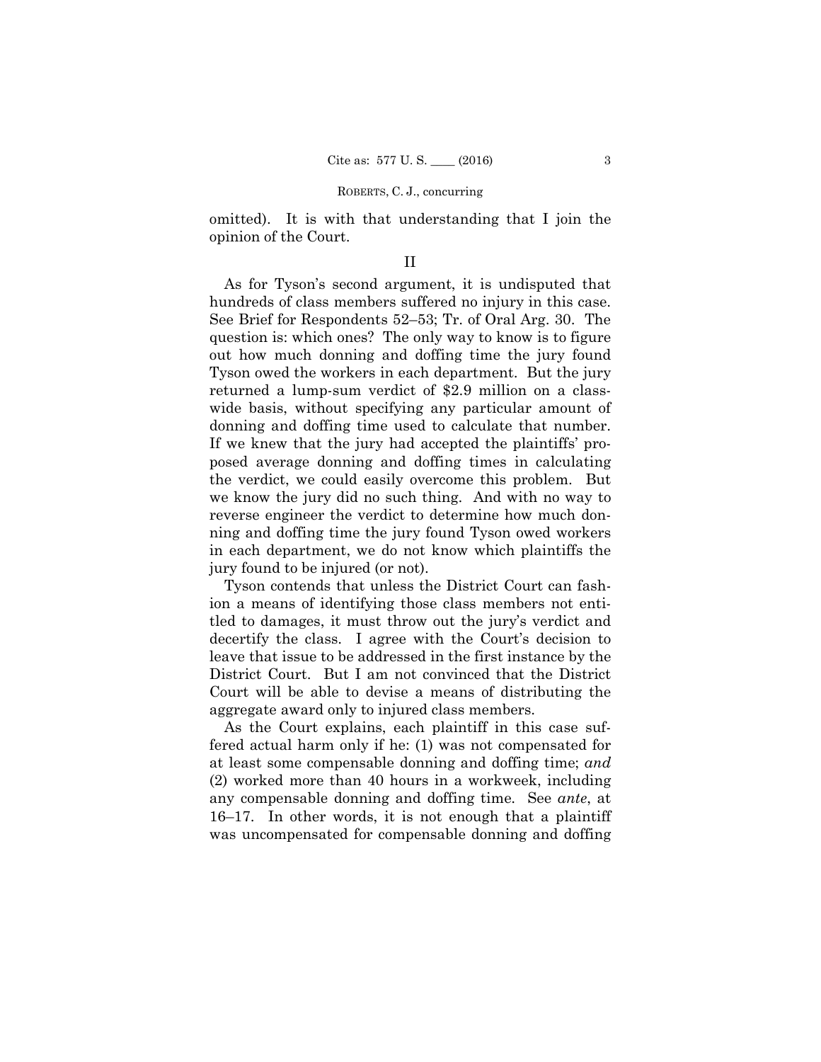omitted). It is with that understanding that I join the opinion of the Court.

## II

As for Tyson's second argument, it is undisputed that hundreds of class members suffered no injury in this case. See Brief for Respondents 52–53; Tr. of Oral Arg. 30. The question is: which ones? The only way to know is to figure out how much donning and doffing time the jury found Tyson owed the workers in each department. But the jury returned a lump-sum verdict of $2.9 million on a class-wide basis, without specifying any particular amount of donning and doffing time used to calculate that number. If we knew that the jury had accepted the plaintiffs' proposed average donning and doffing times in calculating the verdict, we could easily overcome this problem. But we know the jury did no such thing. And with no way to reverse engineer the verdict to determine how much donning and doffing time the jury found Tyson owed workers in each department, we do not know which plaintiffs the jury found to be injured (or not).

Tyson contends that unless the District Court can fashion a means of identifying those class members not entitled to damages, it must throw out the jury's verdict and decertify the class. I agree with the Court's decision to leave that issue to be addressed in the first instance by the District Court. But I am not convinced that the District Court will be able to devise a means of distributing the aggregate award only to injured class members.

As the Court explains, each plaintiff in this case suffered actual harm only if he: (1) was not compensated for at least some compensable donning and doffing time; *and* (2) worked more than 40 hours in a workweek, including any compensable donning and doffing time. See *ante*, at 16–17. In other words, it is not enough that a plaintiff was uncompensated for compensable donning and doffing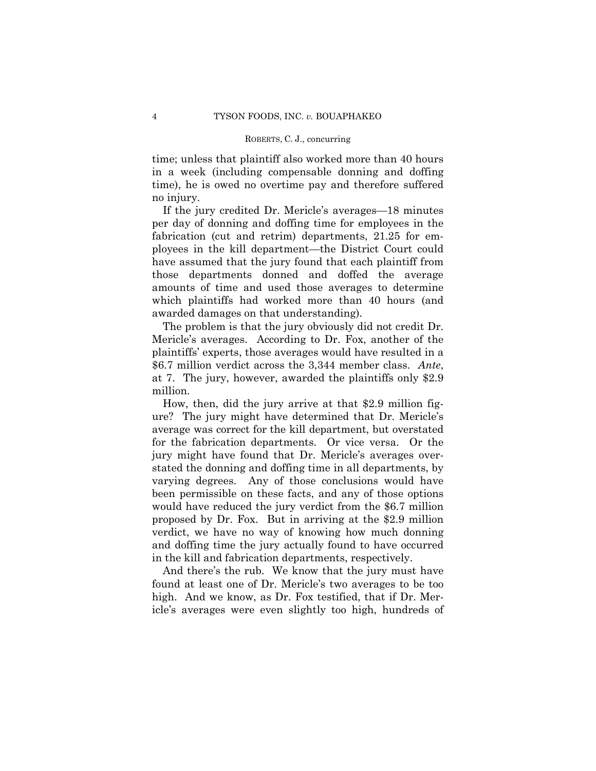time; unless that plaintiff also worked more than 40 hours in a week (including compensable donning and doffing time), he is owed no overtime pay and therefore suffered no injury.

If the jury credited Dr. Mericle's averages—18 minutes per day of donning and doffing time for employees in the fabrication (cut and retrim) departments, 21.25 for employees in the kill department—the District Court could have assumed that the jury found that each plaintiff from those departments donned and doffed the average amounts of time and used those averages to determine which plaintiffs had worked more than 40 hours (and awarded damages on that understanding).

The problem is that the jury obviously did not credit Dr. Mericle's averages. According to Dr. Fox, another of the plaintiffs' experts, those averages would have resulted in a \$6.7 million verdict across the 3,344 member class. *Ante*, at 7. The jury, however, awarded the plaintiffs only \$2.9 million.

How, then, did the jury arrive at that \$2.9 million figure? The jury might have determined that Dr. Mericle's average was correct for the kill department, but overstated for the fabrication departments. Or vice versa. Or the jury might have found that Dr. Mericle's averages overstated the donning and doffing time in all departments, by varying degrees. Any of those conclusions would have been permissible on these facts, and any of those options would have reduced the jury verdict from the \$6.7 million proposed by Dr. Fox. But in arriving at the \$2.9 million verdict, we have no way of knowing how much donning and doffing time the jury actually found to have occurred in the kill and fabrication departments, respectively.

And there's the rub. We know that the jury must have found at least one of Dr. Mericle's two averages to be too high. And we know, as Dr. Fox testified, that if Dr. Mericle's averages were even slightly too high, hundreds of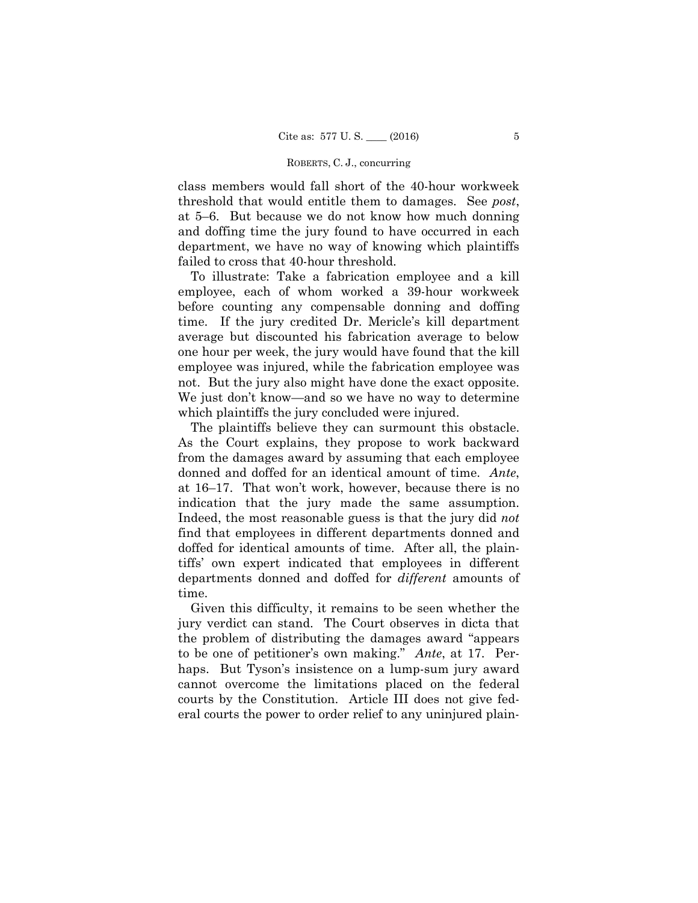class members would fall short of the 40-hour workweek threshold that would entitle them to damages. See *post*, at 5–6. But because we do not know how much donning and doffing time the jury found to have occurred in each department, we have no way of knowing which plaintiffs failed to cross that 40-hour threshold.

To illustrate: Take a fabrication employee and a kill employee, each of whom worked a 39-hour workweek before counting any compensable donning and doffing time. If the jury credited Dr. Mericle's kill department average but discounted his fabrication average to below one hour per week, the jury would have found that the kill employee was injured, while the fabrication employee was not. But the jury also might have done the exact opposite. We just don't know—and so we have no way to determine which plaintiffs the jury concluded were injured.

The plaintiffs believe they can surmount this obstacle. As the Court explains, they propose to work backward from the damages award by assuming that each employee donned and doffed for an identical amount of time. *Ante*, at 16–17. That won't work, however, because there is no indication that the jury made the same assumption. Indeed, the most reasonable guess is that the jury did *not* find that employees in different departments donned and doffed for identical amounts of time. After all, the plaintiffs' own expert indicated that employees in different departments donned and doffed for *different* amounts of time.

Given this difficulty, it remains to be seen whether the jury verdict can stand. The Court observes in dicta that the problem of distributing the damages award "appears to be one of petitioner's own making." *Ante*, at 17. Perhaps. But Tyson's insistence on a lump-sum jury award cannot overcome the limitations placed on the federal courts by the Constitution. Article III does not give federal courts the power to order relief to any uninjured plain-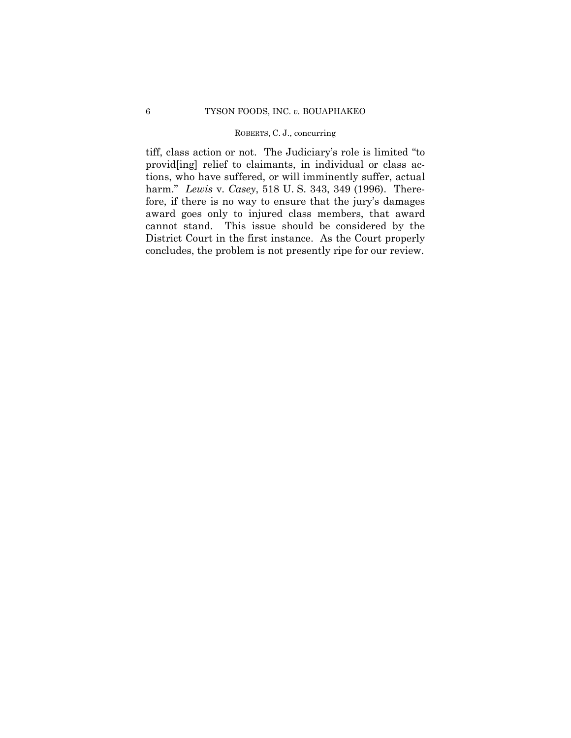tiff, class action or not. The Judiciary's role is limited "to provid[ing] relief to claimants, in individual or class actions, who have suffered, or will imminently suffer, actual harm." *Lewis* v. *Casey*, 518 U. S. 343, 349 (1996). Therefore, if there is no way to ensure that the jury's damages award goes only to injured class members, that award cannot stand. This issue should be considered by the District Court in the first instance. As the Court properly concludes, the problem is not presently ripe for our review.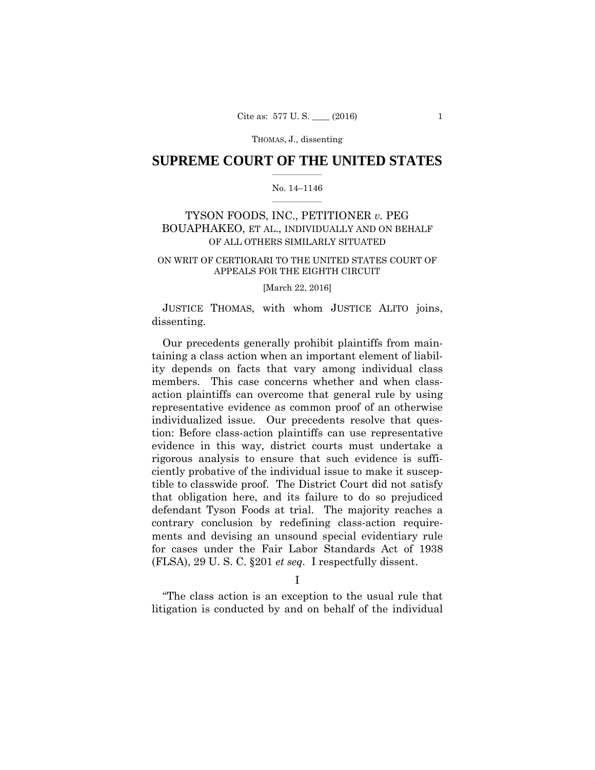# SUPREME COURT OF THE UNITED STATES

No. 14–1146

TYSON FOODS, INC., PETITIONER *v.* PEG BOUAPHAKEO, ET AL., INDIVIDUALLY AND ON BEHALF OF ALL OTHERS SIMILARLY SITUATED

ON WRIT OF CERTIORARI TO THE UNITED STATES COURT OF APPEALS FOR THE EIGHTH CIRCUIT

[March 22, 2016]

JUSTICE THOMAS, with whom JUSTICE ALITO joins, dissenting.

Our precedents generally prohibit plaintiffs from maintaining a class action when an important element of liability depends on facts that vary among individual class members. This case concerns whether and when class-action plaintiffs can overcome that general rule by using representative evidence as common proof of an otherwise individualized issue. Our precedents resolve that question: Before class-action plaintiffs can use representative evidence in this way, district courts must undertake a rigorous analysis to ensure that such evidence is sufficiently probative of the individual issue to make it susceptible to classwide proof. The District Court did not satisfy that obligation here, and its failure to do so prejudiced defendant Tyson Foods at trial. The majority reaches a contrary conclusion by redefining class-action requirements and devising an unsound special evidentiary rule for cases under the Fair Labor Standards Act of 1938 (FLSA), 29 U. S. C. §201 *et seq*. I respectfully dissent.

I

"The class action is an exception to the usual rule that litigation is conducted by and on behalf of the individual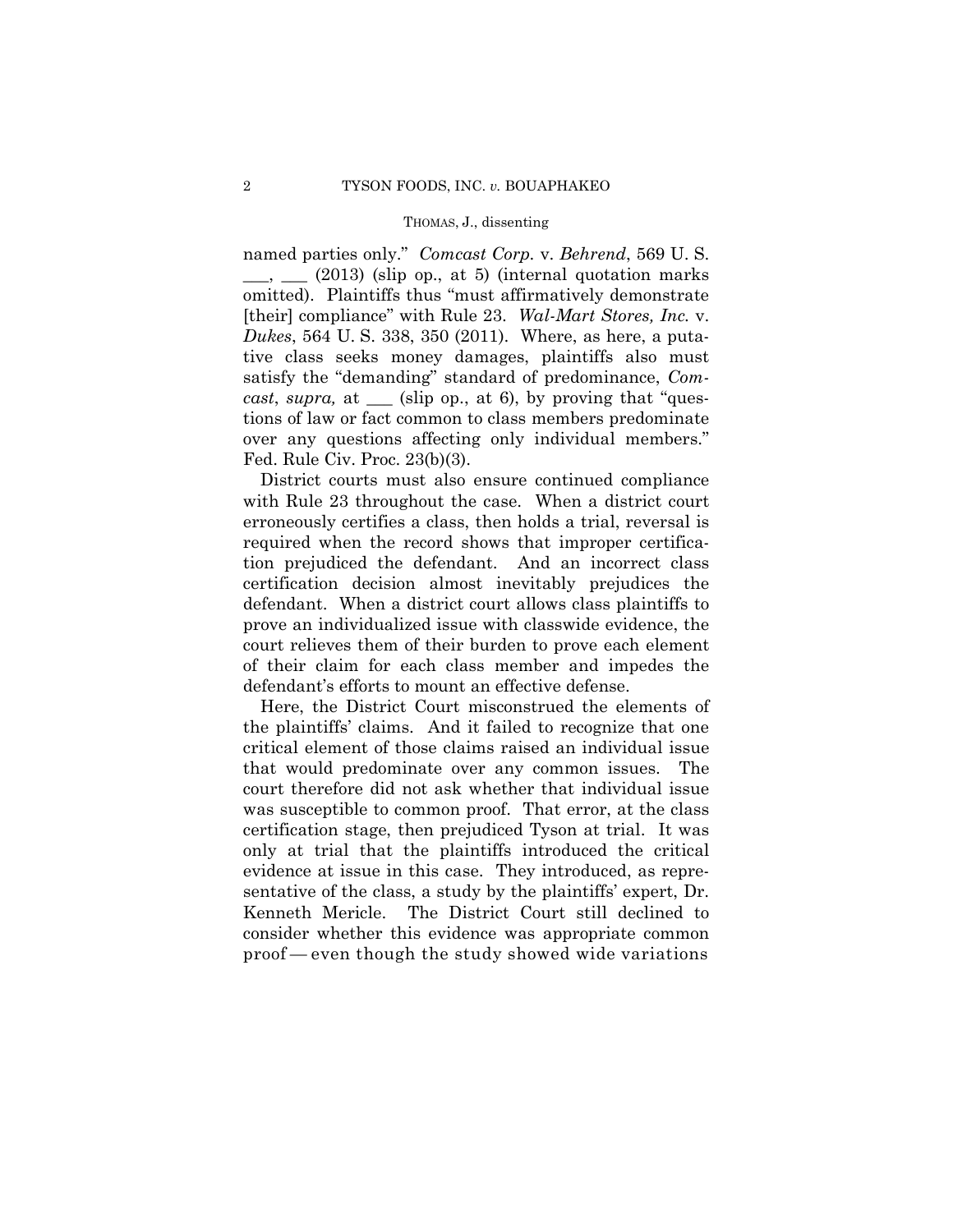named parties only." *Comcast Corp.* v. *Behrend*, 569 U. S. ___, ___ (2013) (slip op., at 5) (internal quotation marks omitted). Plaintiffs thus "must affirmatively demonstrate [their] compliance" with Rule 23. *Wal-Mart Stores, Inc.* v. *Dukes*, 564 U. S. 338, 350 (2011). Where, as here, a putative class seeks money damages, plaintiffs also must satisfy the "demanding" standard of predominance, *Comcast*, *supra,* at ___ (slip op., at 6), by proving that "questions of law or fact common to class members predominate over any questions affecting only individual members." Fed. Rule Civ. Proc. 23(b)(3).

District courts must also ensure continued compliance with Rule 23 throughout the case. When a district court erroneously certifies a class, then holds a trial, reversal is required when the record shows that improper certification prejudiced the defendant. And an incorrect class certification decision almost inevitably prejudices the defendant. When a district court allows class plaintiffs to prove an individualized issue with classwide evidence, the court relieves them of their burden to prove each element of their claim for each class member and impedes the defendant's efforts to mount an effective defense.

Here, the District Court misconstrued the elements of the plaintiffs' claims. And it failed to recognize that one critical element of those claims raised an individual issue that would predominate over any common issues. The court therefore did not ask whether that individual issue was susceptible to common proof. That error, at the class certification stage, then prejudiced Tyson at trial. It was only at trial that the plaintiffs introduced the critical evidence at issue in this case. They introduced, as representative of the class, a study by the plaintiffs' expert, Dr. Kenneth Mericle. The District Court still declined to consider whether this evidence was appropriate common proof — even though the study showed wide variations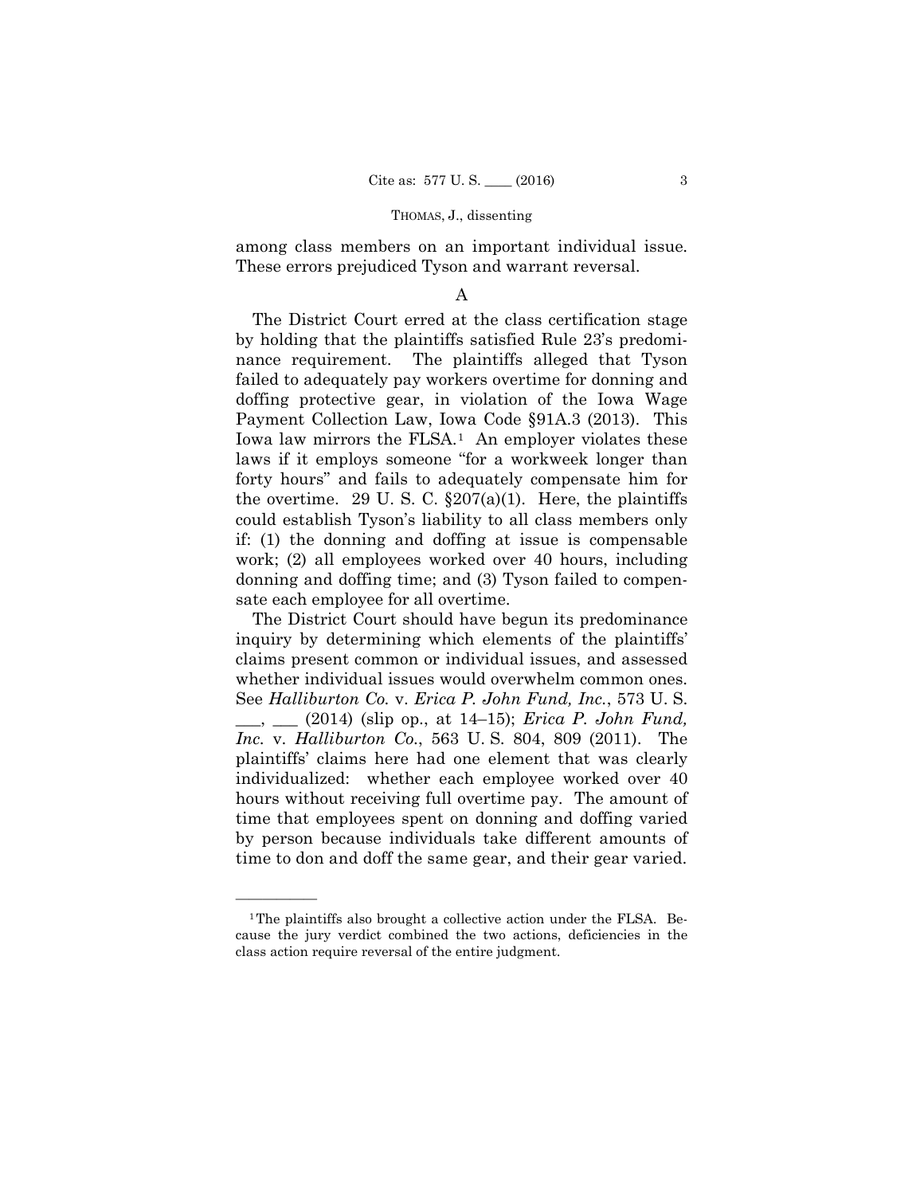among class members on an important individual issue. These errors prejudiced Tyson and warrant reversal.

A

The District Court erred at the class certification stage by holding that the plaintiffs satisfied Rule 23's predominance requirement. The plaintiffs alleged that Tyson failed to adequately pay workers overtime for donning and doffing protective gear, in violation of the Iowa Wage Payment Collection Law, Iowa Code §91A.3 (2013). This Iowa law mirrors the FLSA.[1] An employer violates these laws if it employs someone "for a workweek longer than forty hours" and fails to adequately compensate him for the overtime. 29 U. S. C. §207(a)(1). Here, the plaintiffs could establish Tyson's liability to all class members only if: (1) the donning and doffing at issue is compensable work; (2) all employees worked over 40 hours, including donning and doffing time; and (3) Tyson failed to compensate each employee for all overtime.

The District Court should have begun its predominance inquiry by determining which elements of the plaintiffs' claims present common or individual issues, and assessed whether individual issues would overwhelm common ones. See *Halliburton Co.* v. *Erica P. John Fund, Inc.*, 573 U. S. \_\_\_, \_\_\_ (2014) (slip op., at 14–15); *Erica P. John Fund, Inc.* v. *Halliburton Co.*, 563 U. S. 804, 809 (2011). The plaintiffs' claims here had one element that was clearly individualized: whether each employee worked over 40 hours without receiving full overtime pay. The amount of time that employees spent on donning and doffing varied by person because individuals take different amounts of time to don and doff the same gear, and their gear varied.

---

[1] The plaintiffs also brought a collective action under the FLSA. Because the jury verdict combined the two actions, deficiencies in the class action require reversal of the entire judgment.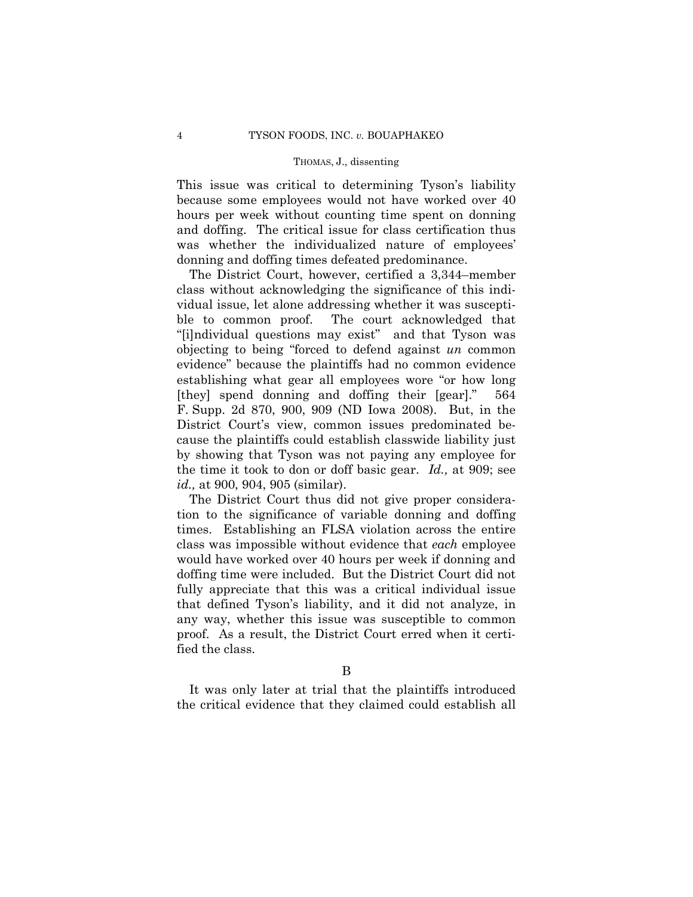This issue was critical to determining Tyson's liability because some employees would not have worked over 40 hours per week without counting time spent on donning and doffing. The critical issue for class certification thus was whether the individualized nature of employees' donning and doffing times defeated predominance.

The District Court, however, certified a 3,344–member class without acknowledging the significance of this individual issue, let alone addressing whether it was susceptible to common proof. The court acknowledged that "[i]ndividual questions may exist" and that Tyson was objecting to being "forced to defend against *un* common evidence" because the plaintiffs had no common evidence establishing what gear all employees wore "or how long [they] spend donning and doffing their [gear]." 564 F. Supp. 2d 870, 900, 909 (ND Iowa 2008). But, in the District Court's view, common issues predominated because the plaintiffs could establish classwide liability just by showing that Tyson was not paying any employee for the time it took to don or doff basic gear. *Id.,* at 909; see *id.,* at 900, 904, 905 (similar).

The District Court thus did not give proper consideration to the significance of variable donning and doffing times. Establishing an FLSA violation across the entire class was impossible without evidence that *each* employee would have worked over 40 hours per week if donning and doffing time were included. But the District Court did not fully appreciate that this was a critical individual issue that defined Tyson's liability, and it did not analyze, in any way, whether this issue was susceptible to common proof. As a result, the District Court erred when it certified the class.

B

It was only later at trial that the plaintiffs introduced the critical evidence that they claimed could establish all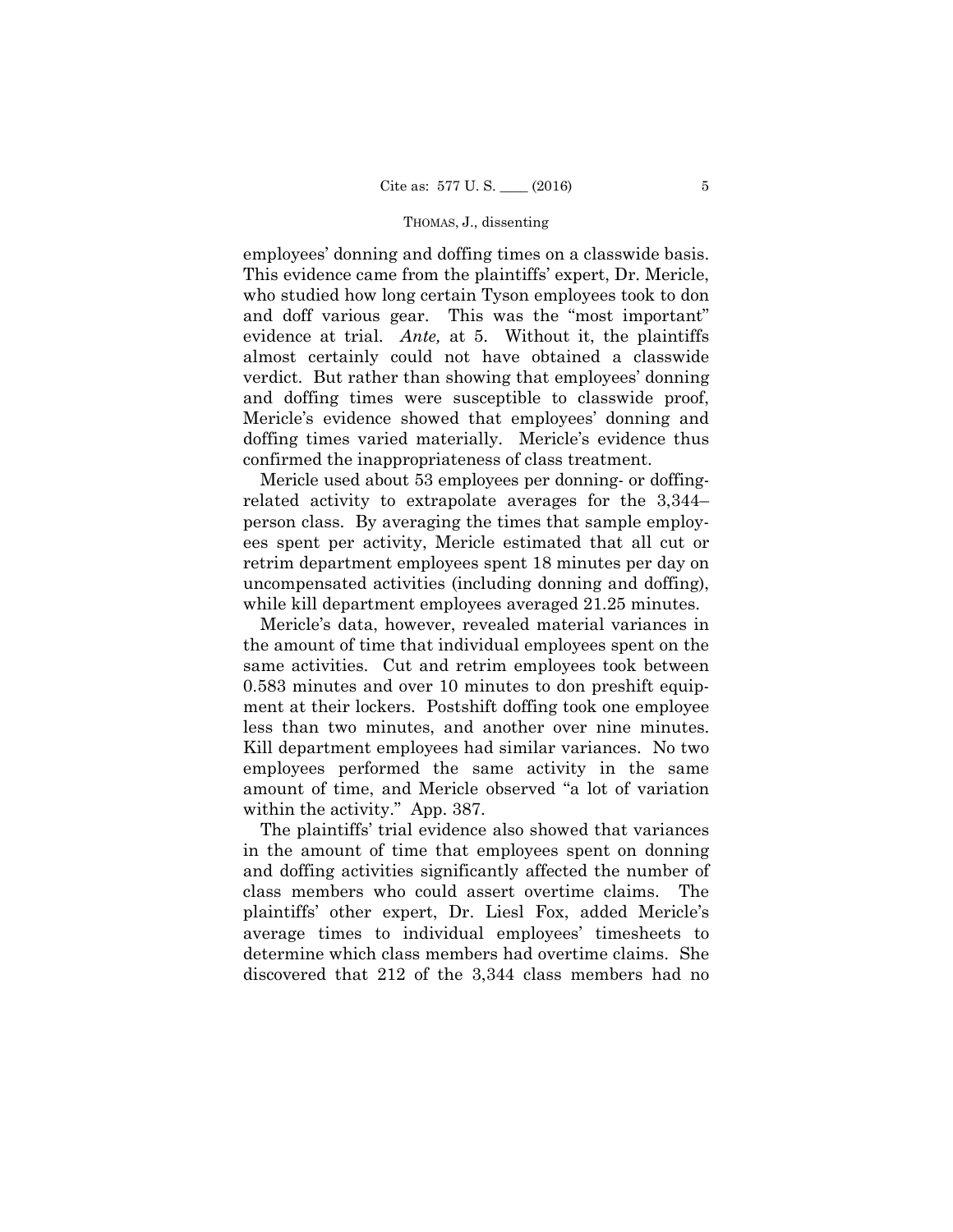employees' donning and doffing times on a classwide basis. This evidence came from the plaintiffs' expert, Dr. Mericle, who studied how long certain Tyson employees took to don and doff various gear. This was the "most important" evidence at trial. *Ante,* at 5. Without it, the plaintiffs almost certainly could not have obtained a classwide verdict. But rather than showing that employees' donning and doffing times were susceptible to classwide proof, Mericle's evidence showed that employees' donning and doffing times varied materially. Mericle's evidence thus confirmed the inappropriateness of class treatment.

Mericle used about 53 employees per donning- or doffing-related activity to extrapolate averages for the 3,344–person class. By averaging the times that sample employees spent per activity, Mericle estimated that all cut or retrim department employees spent 18 minutes per day on uncompensated activities (including donning and doffing), while kill department employees averaged 21.25 minutes.

Mericle's data, however, revealed material variances in the amount of time that individual employees spent on the same activities. Cut and retrim employees took between 0.583 minutes and over 10 minutes to don preshift equipment at their lockers. Postshift doffing took one employee less than two minutes, and another over nine minutes. Kill department employees had similar variances. No two employees performed the same activity in the same amount of time, and Mericle observed "a lot of variation within the activity." App. 387.

The plaintiffs' trial evidence also showed that variances in the amount of time that employees spent on donning and doffing activities significantly affected the number of class members who could assert overtime claims. The plaintiffs' other expert, Dr. Liesl Fox, added Mericle's average times to individual employees' timesheets to determine which class members had overtime claims. She discovered that 212 of the 3,344 class members had no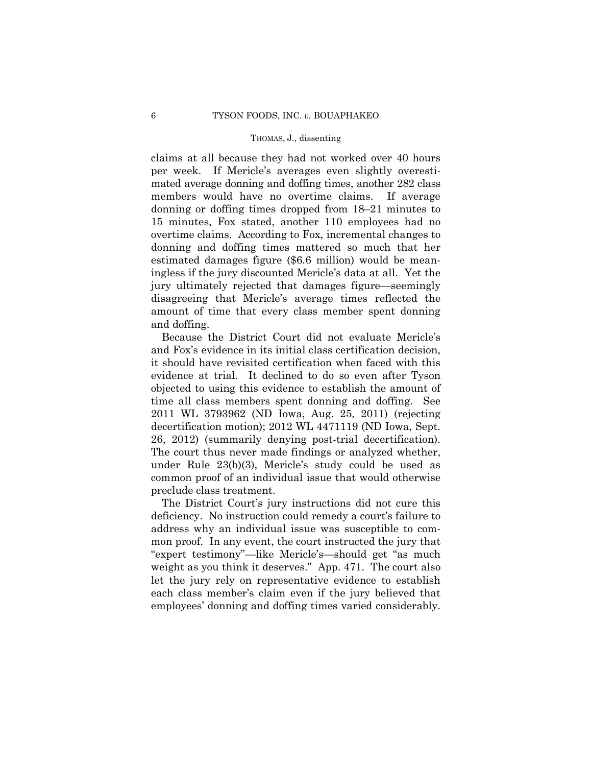claims at all because they had not worked over 40 hours per week. If Mericle's averages even slightly overestimated average donning and doffing times, another 282 class members would have no overtime claims. If average donning or doffing times dropped from 18–21 minutes to 15 minutes, Fox stated, another 110 employees had no overtime claims. According to Fox, incremental changes to donning and doffing times mattered so much that her estimated damages figure ($6.6 million) would be meaningless if the jury discounted Mericle's data at all. Yet the jury ultimately rejected that damages figure—seemingly disagreeing that Mericle's average times reflected the amount of time that every class member spent donning and doffing.

Because the District Court did not evaluate Mericle's and Fox's evidence in its initial class certification decision, it should have revisited certification when faced with this evidence at trial. It declined to do so even after Tyson objected to using this evidence to establish the amount of time all class members spent donning and doffing. See 2011 WL 3793962 (ND Iowa, Aug. 25, 2011) (rejecting decertification motion); 2012 WL 4471119 (ND Iowa, Sept. 26, 2012) (summarily denying post-trial decertification). The court thus never made findings or analyzed whether, under Rule 23(b)(3), Mericle's study could be used as common proof of an individual issue that would otherwise preclude class treatment.

The District Court's jury instructions did not cure this deficiency. No instruction could remedy a court's failure to address why an individual issue was susceptible to common proof. In any event, the court instructed the jury that "expert testimony"—like Mericle's—should get "as much weight as you think it deserves." App. 471. The court also let the jury rely on representative evidence to establish each class member's claim even if the jury believed that employees' donning and doffing times varied considerably.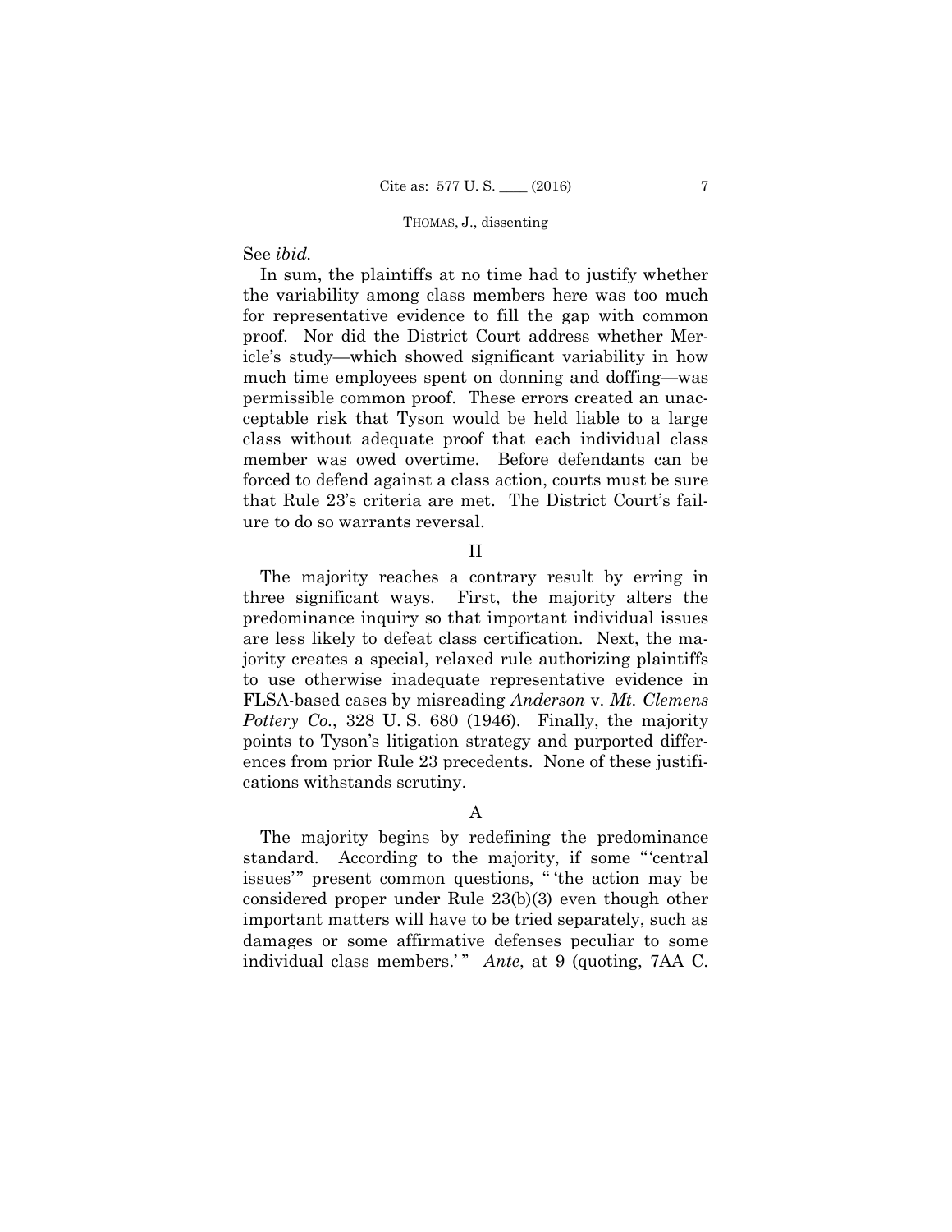See *ibid.*

In sum, the plaintiffs at no time had to justify whether the variability among class members here was too much for representative evidence to fill the gap with common proof. Nor did the District Court address whether Mericle's study—which showed significant variability in how much time employees spent on donning and doffing—was permissible common proof. These errors created an unacceptable risk that Tyson would be held liable to a large class without adequate proof that each individual class member was owed overtime. Before defendants can be forced to defend against a class action, courts must be sure that Rule 23's criteria are met. The District Court's failure to do so warrants reversal.

## II

The majority reaches a contrary result by erring in three significant ways. First, the majority alters the predominance inquiry so that important individual issues are less likely to defeat class certification. Next, the majority creates a special, relaxed rule authorizing plaintiffs to use otherwise inadequate representative evidence in FLSA-based cases by misreading *Anderson* v. *Mt. Clemens Pottery Co.*, 328 U. S. 680 (1946). Finally, the majority points to Tyson's litigation strategy and purported differences from prior Rule 23 precedents. None of these justifications withstands scrutiny.

### A

The majority begins by redefining the predominance standard. According to the majority, if some "'central issues'" present common questions, "'the action may be considered proper under Rule 23(b)(3) even though other important matters will have to be tried separately, such as damages or some affirmative defenses peculiar to some individual class members.'" *Ante*, at 9 (quoting, 7AA C.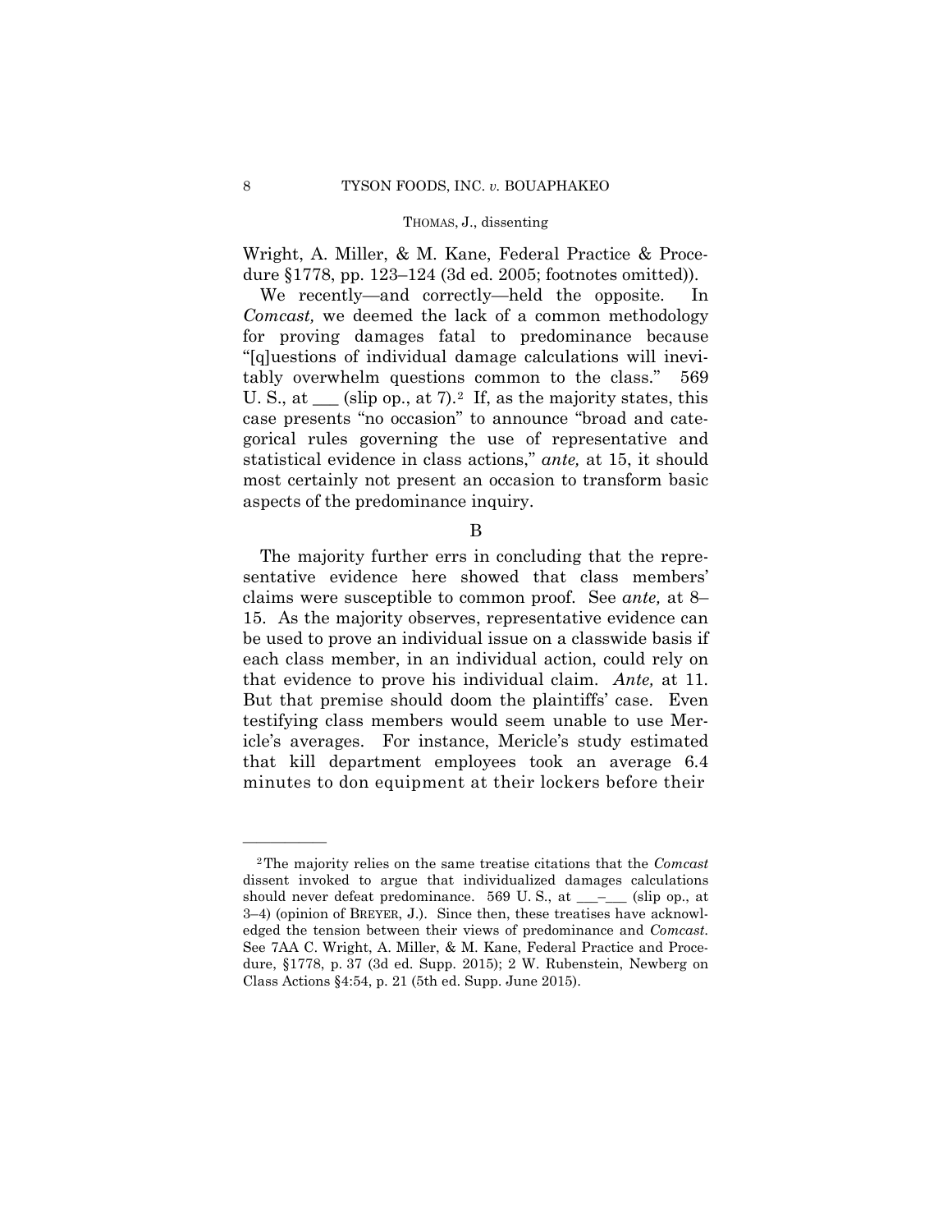Wright, A. Miller, & M. Kane, Federal Practice & Procedure §1778, pp. 123–124 (3d ed. 2005; footnotes omitted)).

We recently—and correctly—held the opposite. In *Comcast,* we deemed the lack of a common methodology for proving damages fatal to predominance because "[q]uestions of individual damage calculations will inevitably overwhelm questions common to the class." 569 U. S., at \_\_\_ (slip op., at 7).[2] If, as the majority states, this case presents "no occasion" to announce "broad and categorical rules governing the use of representative and statistical evidence in class actions," *ante,* at 15, it should most certainly not present an occasion to transform basic aspects of the predominance inquiry.

B

The majority further errs in concluding that the representative evidence here showed that class members' claims were susceptible to common proof. See *ante,* at 8–15. As the majority observes, representative evidence can be used to prove an individual issue on a classwide basis if each class member, in an individual action, could rely on that evidence to prove his individual claim. *Ante,* at 11. But that premise should doom the plaintiffs' case. Even testifying class members would seem unable to use Mericle's averages. For instance, Mericle's study estimated that kill department employees took an average 6.4 minutes to don equipment at their lockers before their

---

[2] The majority relies on the same treatise citations that the *Comcast* dissent invoked to argue that individualized damages calculations should never defeat predominance. 569 U. S., at \_\_\_–\_\_\_ (slip op., at 3–4) (opinion of BREYER, J.). Since then, these treatises have acknowledged the tension between their views of predominance and *Comcast.* See 7AA C. Wright, A. Miller, & M. Kane, Federal Practice and Procedure, §1778, p. 37 (3d ed. Supp. 2015); 2 W. Rubenstein, Newberg on Class Actions §4:54, p. 21 (5th ed. Supp. June 2015).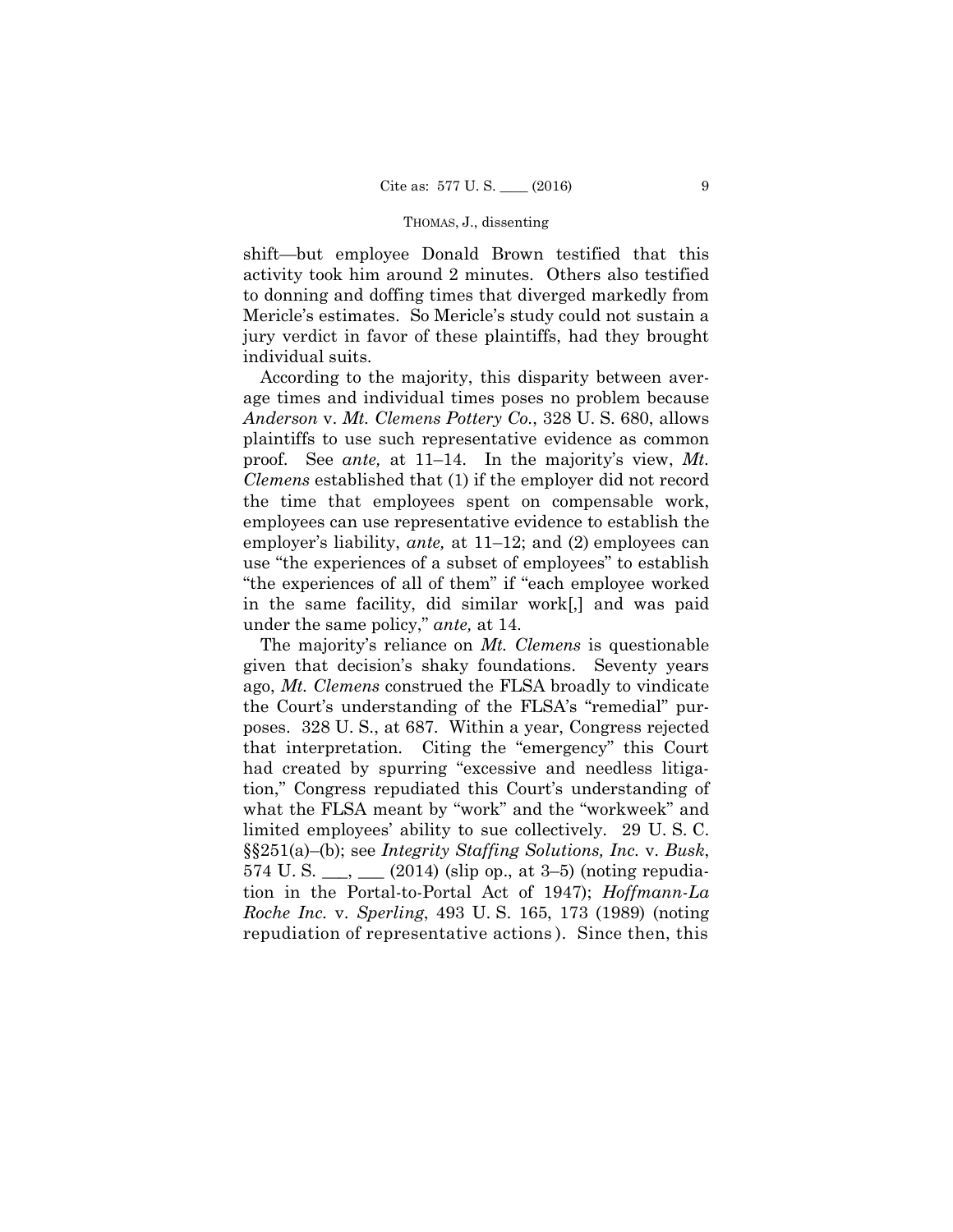shift—but employee Donald Brown testified that this activity took him around 2 minutes. Others also testified to donning and doffing times that diverged markedly from Mericle's estimates. So Mericle's study could not sustain a jury verdict in favor of these plaintiffs, had they brought individual suits.

According to the majority, this disparity between average times and individual times poses no problem because *Anderson* v. *Mt. Clemens Pottery Co.*, 328 U. S. 680, allows plaintiffs to use such representative evidence as common proof. See *ante,* at 11–14. In the majority's view, *Mt. Clemens* established that (1) if the employer did not record the time that employees spent on compensable work, employees can use representative evidence to establish the employer's liability, *ante,* at 11–12; and (2) employees can use "the experiences of a subset of employees" to establish "the experiences of all of them" if "each employee worked in the same facility, did similar work[,] and was paid under the same policy," *ante,* at 14.

The majority's reliance on *Mt. Clemens* is questionable given that decision's shaky foundations. Seventy years ago, *Mt. Clemens* construed the FLSA broadly to vindicate the Court's understanding of the FLSA's "remedial" purposes. 328 U. S., at 687. Within a year, Congress rejected that interpretation. Citing the "emergency" this Court had created by spurring "excessive and needless litigation," Congress repudiated this Court's understanding of what the FLSA meant by "work" and the "workweek" and limited employees' ability to sue collectively. 29 U. S. C. §§251(a)–(b); see *Integrity Staffing Solutions, Inc.* v. *Busk*, 574 U. S. ___, ___ (2014) (slip op., at 3–5) (noting repudiation in the Portal-to-Portal Act of 1947); *Hoffmann-La Roche Inc.* v. *Sperling*, 493 U. S. 165, 173 (1989) (noting repudiation of representative actions). Since then, this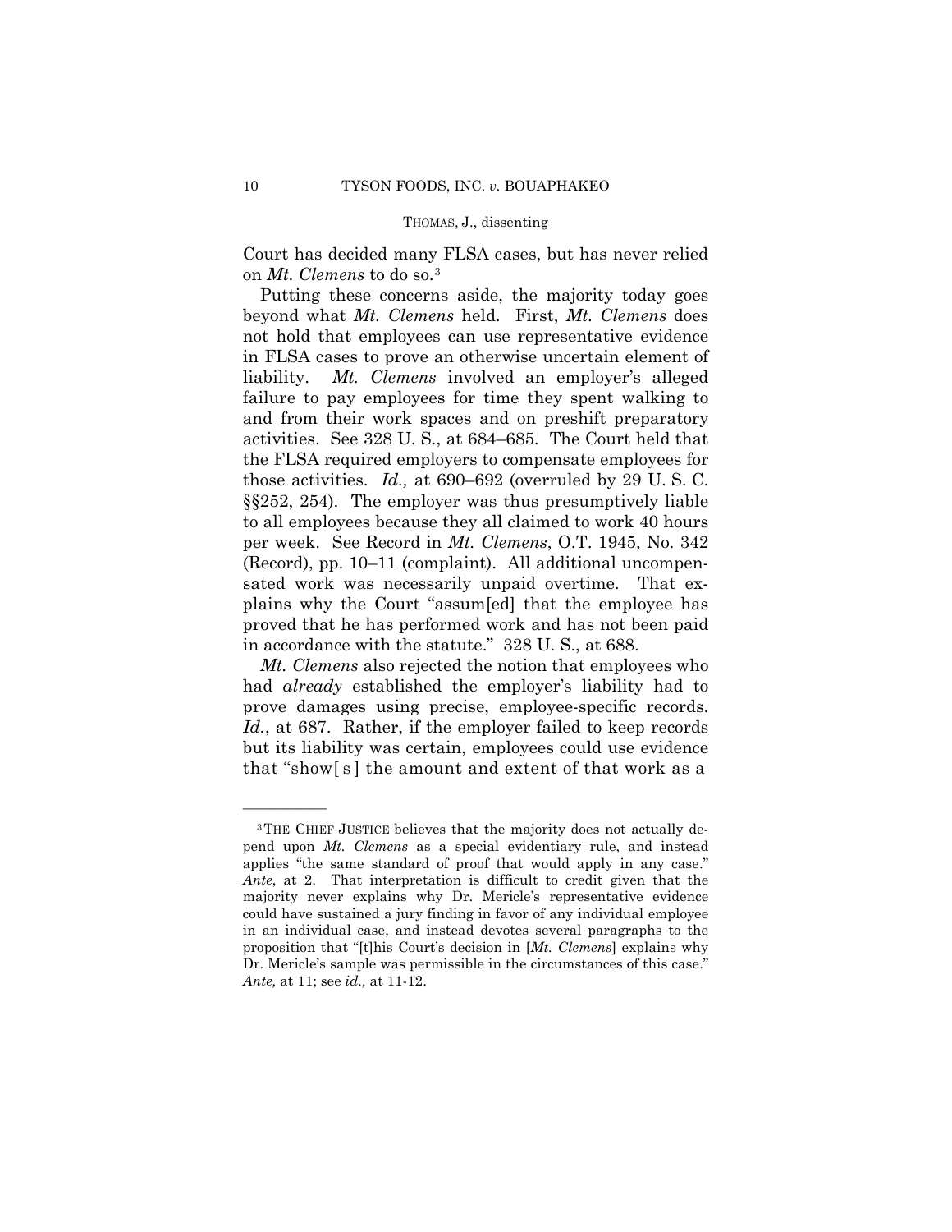Court has decided many FLSA cases, but has never relied on *Mt. Clemens* to do so.[3]

Putting these concerns aside, the majority today goes beyond what *Mt. Clemens* held. First, *Mt. Clemens* does not hold that employees can use representative evidence in FLSA cases to prove an otherwise uncertain element of liability. *Mt. Clemens* involved an employer's alleged failure to pay employees for time they spent walking to and from their work spaces and on preshift preparatory activities. See 328 U. S., at 684–685. The Court held that the FLSA required employers to compensate employees for those activities. *Id.,* at 690–692 (overruled by 29 U. S. C. §§252, 254). The employer was thus presumptively liable to all employees because they all claimed to work 40 hours per week. See Record in *Mt. Clemens*, O.T. 1945, No. 342 (Record), pp. 10–11 (complaint). All additional uncompensated work was necessarily unpaid overtime. That explains why the Court "assum[ed] that the employee has proved that he has performed work and has not been paid in accordance with the statute." 328 U. S., at 688.

*Mt. Clemens* also rejected the notion that employees who had *already* established the employer's liability had to prove damages using precise, employee-specific records. *Id.*, at 687. Rather, if the employer failed to keep records but its liability was certain, employees could use evidence that "show[s] the amount and extent of that work as a

---

[3] THE CHIEF JUSTICE believes that the majority does not actually depend upon *Mt. Clemens* as a special evidentiary rule, and instead applies "the same standard of proof that would apply in any case." *Ante*, at 2. That interpretation is difficult to credit given that the majority never explains why Dr. Mericle's representative evidence could have sustained a jury finding in favor of any individual employee in an individual case, and instead devotes several paragraphs to the proposition that "[t]his Court's decision in [*Mt. Clemens*] explains why Dr. Mericle's sample was permissible in the circumstances of this case." *Ante,* at 11; see *id.,* at 11-12.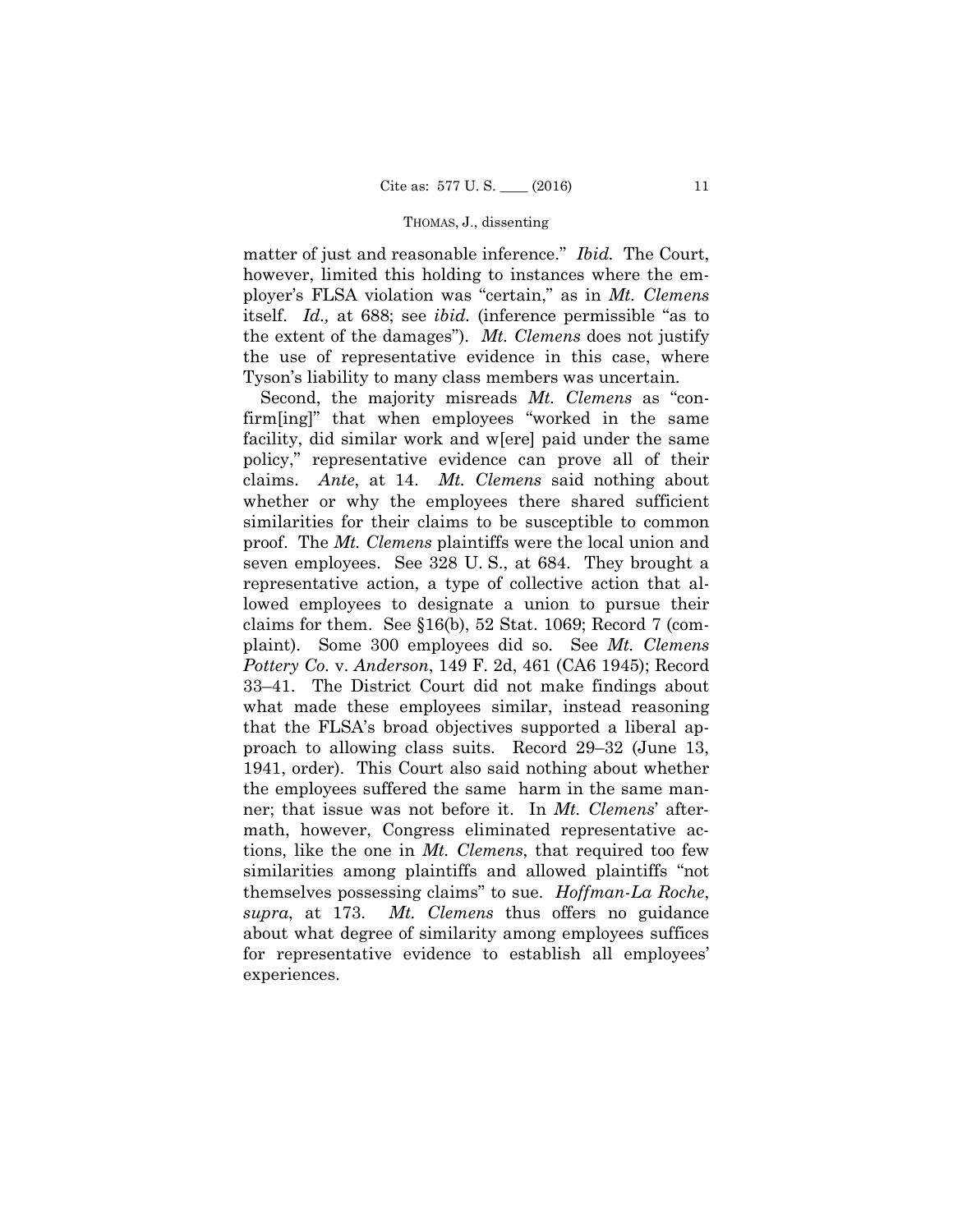matter of just and reasonable inference." *Ibid.* The Court, however, limited this holding to instances where the employer's FLSA violation was "certain," as in *Mt. Clemens* itself. *Id.,* at 688; see *ibid.* (inference permissible "as to the extent of the damages"). *Mt. Clemens* does not justify the use of representative evidence in this case, where Tyson's liability to many class members was uncertain.

Second, the majority misreads *Mt. Clemens* as "confirm[ing]" that when employees "worked in the same facility, did similar work and w[ere] paid under the same policy," representative evidence can prove all of their claims. *Ante*, at 14. *Mt. Clemens* said nothing about whether or why the employees there shared sufficient similarities for their claims to be susceptible to common proof. The *Mt. Clemens* plaintiffs were the local union and seven employees. See 328 U. S., at 684. They brought a representative action, a type of collective action that allowed employees to designate a union to pursue their claims for them. See §16(b), 52 Stat. 1069; Record 7 (complaint). Some 300 employees did so. See *Mt. Clemens Pottery Co.* v. *Anderson*, 149 F. 2d, 461 (CA6 1945); Record 33–41. The District Court did not make findings about what made these employees similar, instead reasoning that the FLSA's broad objectives supported a liberal approach to allowing class suits. Record 29–32 (June 13, 1941, order). This Court also said nothing about whether the employees suffered the same harm in the same manner; that issue was not before it. In *Mt. Clemens*' aftermath, however, Congress eliminated representative actions, like the one in *Mt. Clemens*, that required too few similarities among plaintiffs and allowed plaintiffs "not themselves possessing claims" to sue. *Hoffman-La Roche*, *supra*, at 173. *Mt. Clemens* thus offers no guidance about what degree of similarity among employees suffices for representative evidence to establish all employees' experiences.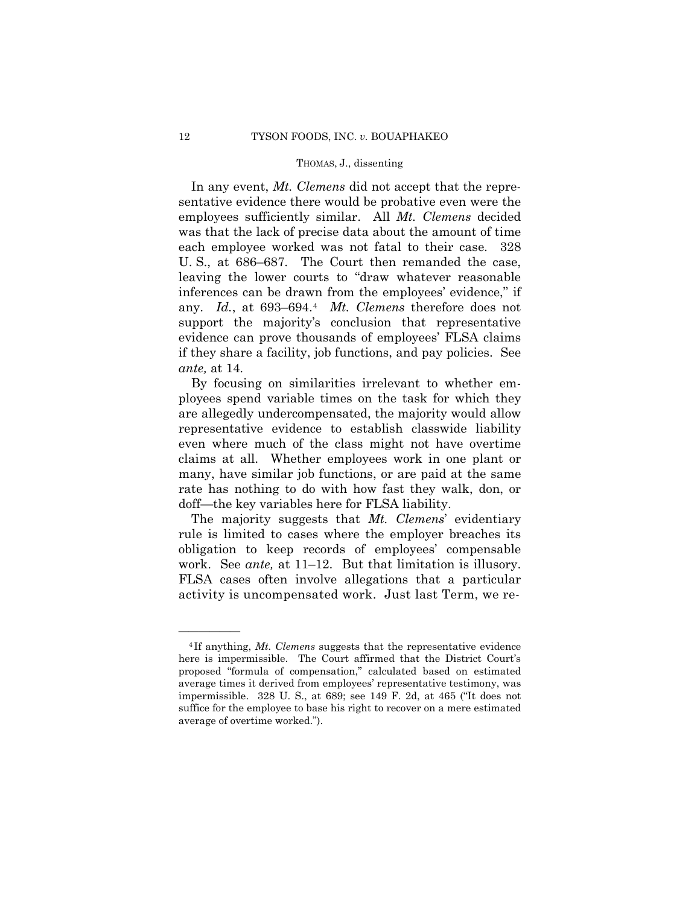In any event, *Mt. Clemens* did not accept that the representative evidence there would be probative even were the employees sufficiently similar. All *Mt. Clemens* decided was that the lack of precise data about the amount of time each employee worked was not fatal to their case. 328 U. S., at 686–687. The Court then remanded the case, leaving the lower courts to "draw whatever reasonable inferences can be drawn from the employees' evidence," if any. *Id.*, at 693–694.[4] *Mt. Clemens* therefore does not support the majority's conclusion that representative evidence can prove thousands of employees' FLSA claims if they share a facility, job functions, and pay policies. See *ante,* at 14.

By focusing on similarities irrelevant to whether employees spend variable times on the task for which they are allegedly undercompensated, the majority would allow representative evidence to establish classwide liability even where much of the class might not have overtime claims at all. Whether employees work in one plant or many, have similar job functions, or are paid at the same rate has nothing to do with how fast they walk, don, or doff—the key variables here for FLSA liability.

The majority suggests that *Mt. Clemens*' evidentiary rule is limited to cases where the employer breaches its obligation to keep records of employees' compensable work. See *ante,* at 11–12. But that limitation is illusory. FLSA cases often involve allegations that a particular activity is uncompensated work. Just last Term, we re-

---

[4] If anything, *Mt. Clemens* suggests that the representative evidence here is impermissible. The Court affirmed that the District Court's proposed "formula of compensation," calculated based on estimated average times it derived from employees' representative testimony, was impermissible. 328 U. S., at 689; see 149 F. 2d, at 465 ("It does not suffice for the employee to base his right to recover on a mere estimated average of overtime worked.").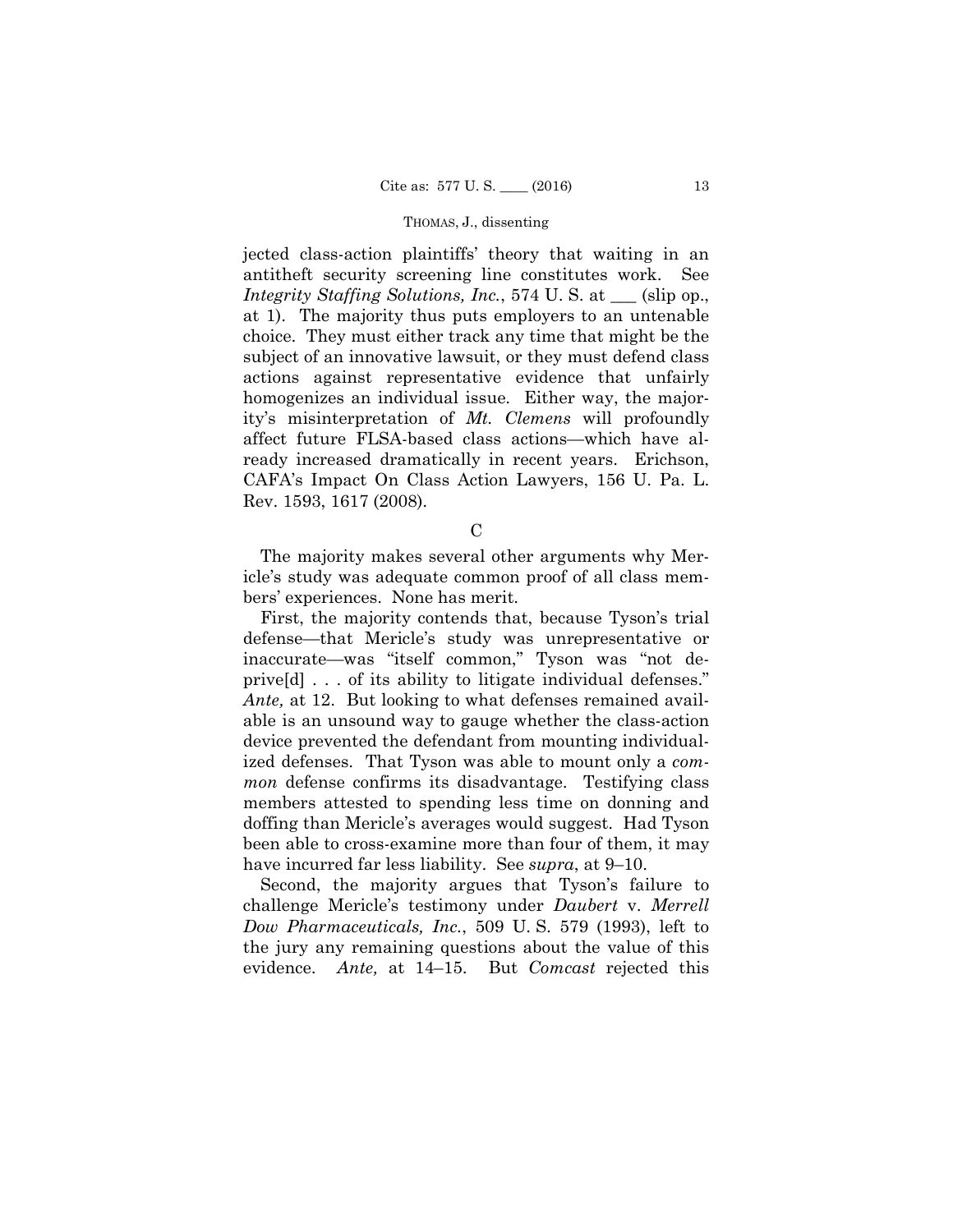jected class-action plaintiffs' theory that waiting in an antitheft security screening line constitutes work. See *Integrity Staffing Solutions, Inc.*, 574 U. S. at ___ (slip op., at 1). The majority thus puts employers to an untenable choice. They must either track any time that might be the subject of an innovative lawsuit, or they must defend class actions against representative evidence that unfairly homogenizes an individual issue. Either way, the majority's misinterpretation of *Mt. Clemens* will profoundly affect future FLSA-based class actions—which have already increased dramatically in recent years. Erichson, CAFA's Impact On Class Action Lawyers, 156 U. Pa. L. Rev. 1593, 1617 (2008).

C

The majority makes several other arguments why Mericle's study was adequate common proof of all class members' experiences. None has merit.

First, the majority contends that, because Tyson's trial defense—that Mericle's study was unrepresentative or inaccurate—was "itself common," Tyson was "not deprive[d] . . . of its ability to litigate individual defenses." *Ante,* at 12. But looking to what defenses remained available is an unsound way to gauge whether the class-action device prevented the defendant from mounting individualized defenses. That Tyson was able to mount only a *common* defense confirms its disadvantage. Testifying class members attested to spending less time on donning and doffing than Mericle's averages would suggest. Had Tyson been able to cross-examine more than four of them, it may have incurred far less liability. See *supra*, at 9–10.

Second, the majority argues that Tyson's failure to challenge Mericle's testimony under *Daubert* v. *Merrell Dow Pharmaceuticals, Inc.*, 509 U. S. 579 (1993), left to the jury any remaining questions about the value of this evidence. *Ante,* at 14–15. But *Comcast* rejected this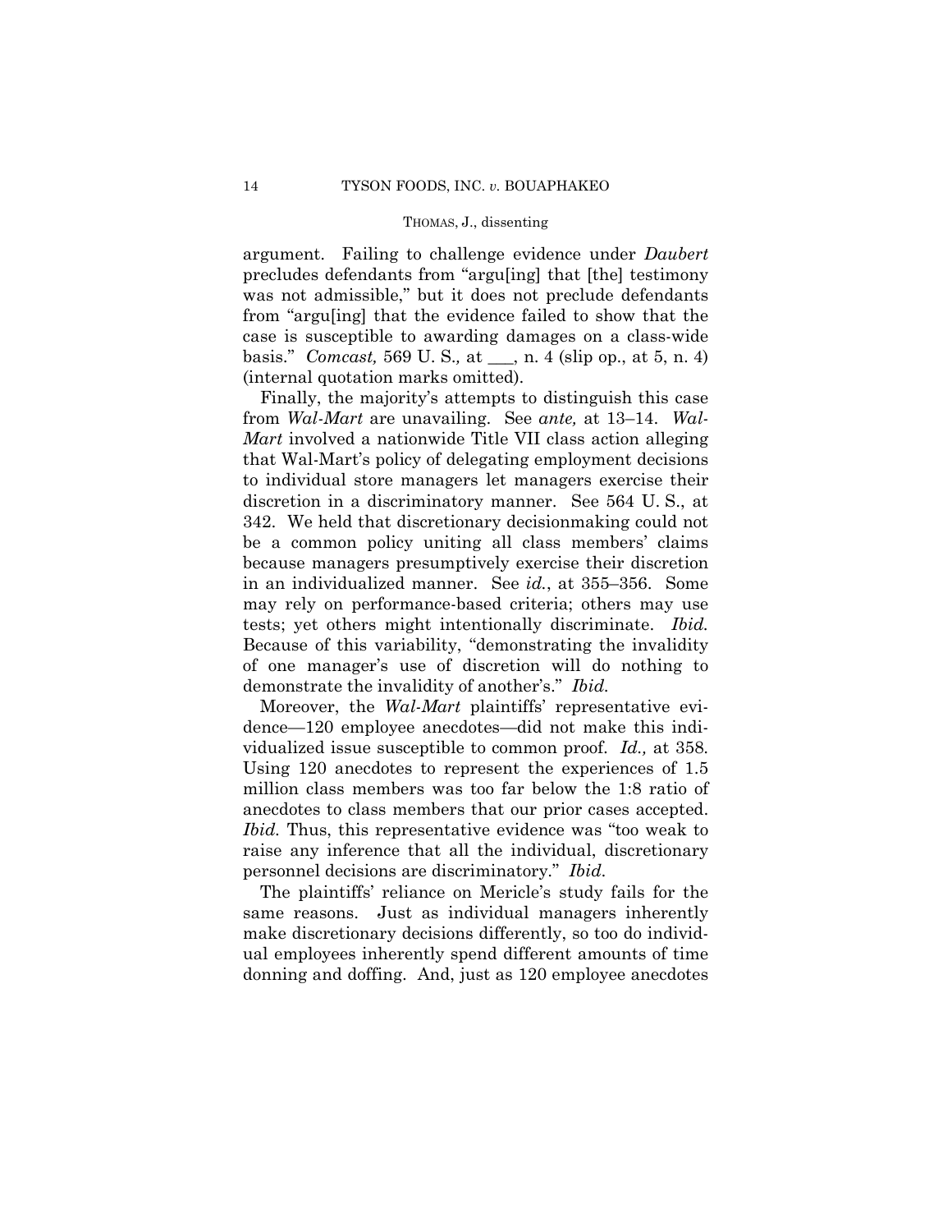argument. Failing to challenge evidence under *Daubert* precludes defendants from "argu[ing] that [the] testimony was not admissible," but it does not preclude defendants from "argu[ing] that the evidence failed to show that the case is susceptible to awarding damages on a class-wide basis." *Comcast,* 569 U. S., at ___, n. 4 (slip op., at 5, n. 4) (internal quotation marks omitted).

Finally, the majority's attempts to distinguish this case from *Wal-Mart* are unavailing. See *ante,* at 13–14. *Wal-Mart* involved a nationwide Title VII class action alleging that Wal-Mart's policy of delegating employment decisions to individual store managers let managers exercise their discretion in a discriminatory manner. See 564 U. S., at 342. We held that discretionary decisionmaking could not be a common policy uniting all class members' claims because managers presumptively exercise their discretion in an individualized manner. See *id.*, at 355–356. Some may rely on performance-based criteria; others may use tests; yet others might intentionally discriminate. *Ibid.* Because of this variability, "demonstrating the invalidity of one manager's use of discretion will do nothing to demonstrate the invalidity of another's." *Ibid.*

Moreover, the *Wal-Mart* plaintiffs' representative evidence—120 employee anecdotes—did not make this individualized issue susceptible to common proof. *Id.,* at 358. Using 120 anecdotes to represent the experiences of 1.5 million class members was too far below the 1:8 ratio of anecdotes to class members that our prior cases accepted. *Ibid.* Thus, this representative evidence was "too weak to raise any inference that all the individual, discretionary personnel decisions are discriminatory." *Ibid.*

The plaintiffs' reliance on Mericle's study fails for the same reasons. Just as individual managers inherently make discretionary decisions differently, so too do individual employees inherently spend different amounts of time donning and doffing. And, just as 120 employee anecdotes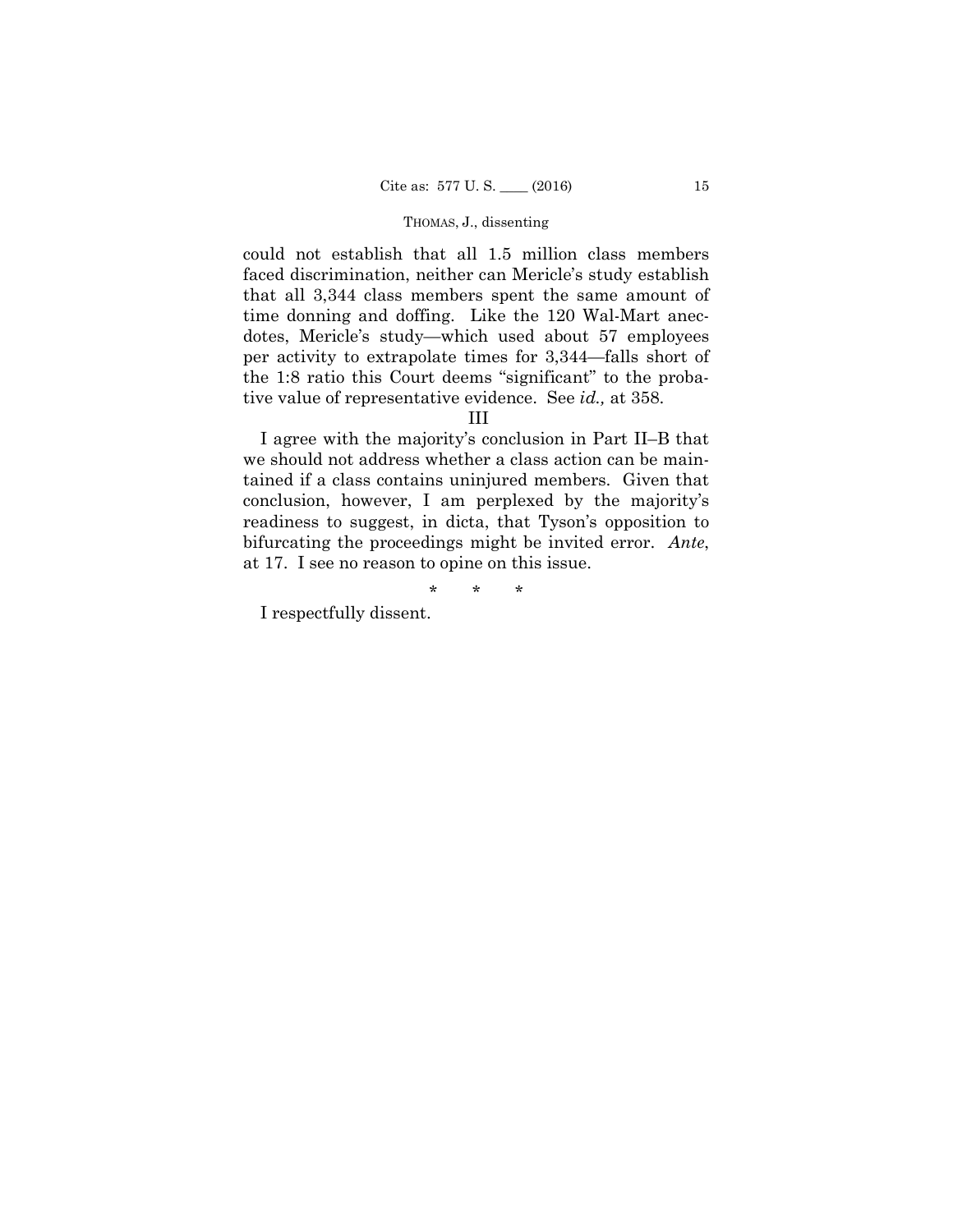could not establish that all 1.5 million class members faced discrimination, neither can Mericle's study establish that all 3,344 class members spent the same amount of time donning and doffing. Like the 120 Wal-Mart anecdotes, Mericle's study—which used about 57 employees per activity to extrapolate times for 3,344—falls short of the 1:8 ratio this Court deems "significant" to the probative value of representative evidence. See *id.,* at 358.

### III

I agree with the majority's conclusion in Part II–B that we should not address whether a class action can be maintained if a class contains uninjured members. Given that conclusion, however, I am perplexed by the majority's readiness to suggest, in dicta, that Tyson's opposition to bifurcating the proceedings might be invited error. *Ante*, at 17. I see no reason to opine on this issue.

\* \* \*

I respectfully dissent.